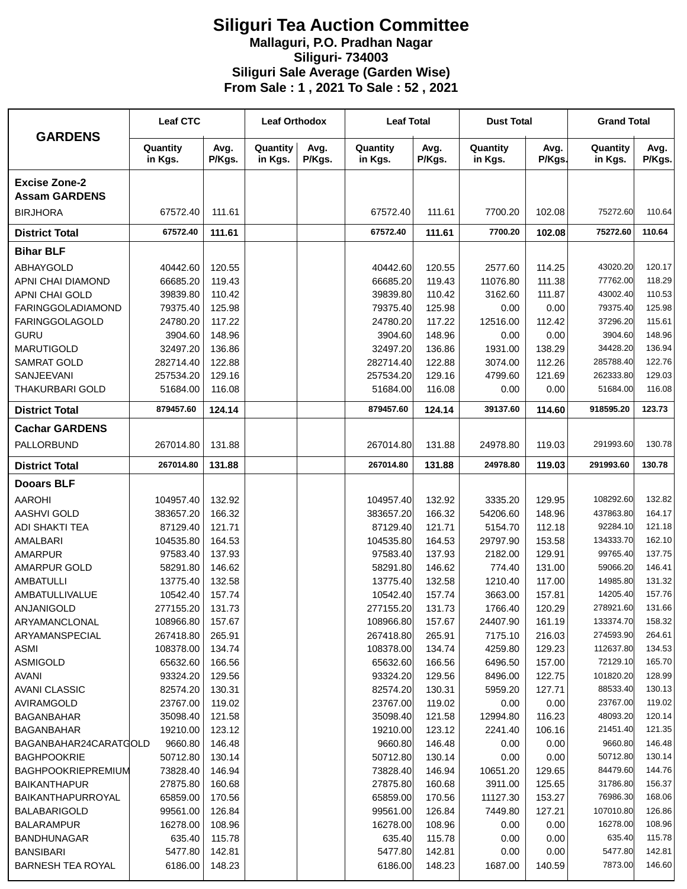# Siliguri Tea Auction Committee

**Mallaguri, P.O. Pradhan Nagar**
**Siliguri- 734003**
**Siliguri Sale Average (Garden Wise)**
**From Sale : 1 , 2021 To Sale : 52 , 2021**

| GARDENS | Leaf CTC | | Leaf Orthodox | | Leaf Total | | Dust Total | | Grand Total | |
|---|---|---|---|---|---|---|---|---|---|---|
| | Quantity in Kgs. | Avg. P/Kgs. | Quantity in Kgs. | Avg. P/Kgs. | Quantity in Kgs. | Avg. P/Kgs. | Quantity in Kgs. | Avg. P/Kgs. | Quantity in Kgs. | Avg. P/Kgs. |
| **Excise Zone-2 Assam GARDENS** | | | | | | | | | | |
| BIRJHORA | 67572.40 | 111.61 | | | 67572.40 | 111.61 | 7700.20 | 102.08 | 75272.60 | 110.64 |
| **District Total** | **67572.40** | **111.61** | | | **67572.40** | **111.61** | **7700.20** | **102.08** | **75272.60** | **110.64** |
| **Bihar BLF** | | | | | | | | | | |
| ABHAYGOLD | 40442.60 | 120.55 | | | 40442.60 | 120.55 | 2577.60 | 114.25 | 43020.20 | 120.17 |
| APNI CHAI DIAMOND | 66685.20 | 119.43 | | | 66685.20 | 119.43 | 11076.80 | 111.38 | 77762.00 | 118.29 |
| APNI CHAI GOLD | 39839.80 | 110.42 | | | 39839.80 | 110.42 | 3162.60 | 111.87 | 43002.40 | 110.53 |
| FARINGGOLADIAMOND | 79375.40 | 125.98 | | | 79375.40 | 125.98 | 0.00 | 0.00 | 79375.40 | 125.98 |
| FARINGGOLAGOLD | 24780.20 | 117.22 | | | 24780.20 | 117.22 | 12516.00 | 112.42 | 37296.20 | 115.61 |
| GURU | 3904.60 | 148.96 | | | 3904.60 | 148.96 | 0.00 | 0.00 | 3904.60 | 148.96 |
| MARUTIGOLD | 32497.20 | 136.86 | | | 32497.20 | 136.86 | 1931.00 | 138.29 | 34428.20 | 136.94 |
| SAMRAT GOLD | 282714.40 | 122.88 | | | 282714.40 | 122.88 | 3074.00 | 112.26 | 285788.40 | 122.76 |
| SANJEEVANI | 257534.20 | 129.16 | | | 257534.20 | 129.16 | 4799.60 | 121.69 | 262333.80 | 129.03 |
| THAKURBARI GOLD | 51684.00 | 116.08 | | | 51684.00 | 116.08 | 0.00 | 0.00 | 51684.00 | 116.08 |
| **District Total** | **879457.60** | **124.14** | | | **879457.60** | **124.14** | **39137.60** | **114.60** | **918595.20** | **123.73** |
| **Cachar GARDENS** | | | | | | | | | | |
| PALLORBUND | 267014.80 | 131.88 | | | 267014.80 | 131.88 | 24978.80 | 119.03 | 291993.60 | 130.78 |
| **District Total** | **267014.80** | **131.88** | | | **267014.80** | **131.88** | **24978.80** | **119.03** | **291993.60** | **130.78** |
| **Dooars BLF** | | | | | | | | | | |
| AAROHI | 104957.40 | 132.92 | | | 104957.40 | 132.92 | 3335.20 | 129.95 | 108292.60 | 132.82 |
| AASHVI GOLD | 383657.20 | 166.32 | | | 383657.20 | 166.32 | 54206.60 | 148.96 | 437863.80 | 164.17 |
| ADI SHAKTI TEA | 87129.40 | 121.71 | | | 87129.40 | 121.71 | 5154.70 | 112.18 | 92284.10 | 121.18 |
| AMALBARI | 104535.80 | 164.53 | | | 104535.80 | 164.53 | 29797.90 | 153.58 | 134333.70 | 162.10 |
| AMARPUR | 97583.40 | 137.93 | | | 97583.40 | 137.93 | 2182.00 | 129.91 | 99765.40 | 137.75 |
| AMARPUR GOLD | 58291.80 | 146.62 | | | 58291.80 | 146.62 | 774.40 | 131.00 | 59066.20 | 146.41 |
| AMBATULLI | 13775.40 | 132.58 | | | 13775.40 | 132.58 | 1210.40 | 117.00 | 14985.80 | 131.32 |
| AMBATULLIVALUE | 10542.40 | 157.74 | | | 10542.40 | 157.74 | 3663.00 | 157.81 | 14205.40 | 157.76 |
| ANJANIGOLD | 277155.20 | 131.73 | | | 277155.20 | 131.73 | 1766.40 | 120.29 | 278921.60 | 131.66 |
| ARYAMANCLONAL | 108966.80 | 157.67 | | | 108966.80 | 157.67 | 24407.90 | 161.19 | 133374.70 | 158.32 |
| ARYAMANSPECIAL | 267418.80 | 265.91 | | | 267418.80 | 265.91 | 7175.10 | 216.03 | 274593.90 | 264.61 |
| ASMI | 108378.00 | 134.74 | | | 108378.00 | 134.74 | 4259.80 | 129.23 | 112637.80 | 134.53 |
| ASMIGOLD | 65632.60 | 166.56 | | | 65632.60 | 166.56 | 6496.50 | 157.00 | 72129.10 | 165.70 |
| AVANI | 93324.20 | 129.56 | | | 93324.20 | 129.56 | 8496.00 | 122.75 | 101820.20 | 128.99 |
| AVANI CLASSIC | 82574.20 | 130.31 | | | 82574.20 | 130.31 | 5959.20 | 127.71 | 88533.40 | 130.13 |
| AVIRAMGOLD | 23767.00 | 119.02 | | | 23767.00 | 119.02 | 0.00 | 0.00 | 23767.00 | 119.02 |
| BAGANBAHAR | 35098.40 | 121.58 | | | 35098.40 | 121.58 | 12994.80 | 116.23 | 48093.20 | 120.14 |
| BAGANBAHAR | 19210.00 | 123.12 | | | 19210.00 | 123.12 | 2241.40 | 106.16 | 21451.40 | 121.35 |
| BAGANBAHAR24CARATGOLD | 9660.80 | 146.48 | | | 9660.80 | 146.48 | 0.00 | 0.00 | 9660.80 | 146.48 |
| BAGHPOOKRIE | 50712.80 | 130.14 | | | 50712.80 | 130.14 | 0.00 | 0.00 | 50712.80 | 130.14 |
| BAGHPOOKRIEPREMIUM | 73828.40 | 146.94 | | | 73828.40 | 146.94 | 10651.20 | 129.65 | 84479.60 | 144.76 |
| BAIKANTHAPUR | 27875.80 | 160.68 | | | 27875.80 | 160.68 | 3911.00 | 125.65 | 31786.80 | 156.37 |
| BAIKANTHAPURROYAL | 65859.00 | 170.56 | | | 65859.00 | 170.56 | 11127.30 | 153.27 | 76986.30 | 168.06 |
| BALABARIGOLD | 99561.00 | 126.84 | | | 99561.00 | 126.84 | 7449.80 | 127.21 | 107010.80 | 126.86 |
| BALARAMPUR | 16278.00 | 108.96 | | | 16278.00 | 108.96 | 0.00 | 0.00 | 16278.00 | 108.96 |
| BANDHUNAGAR | 635.40 | 115.78 | | | 635.40 | 115.78 | 0.00 | 0.00 | 635.40 | 115.78 |
| BANSIBARI | 5477.80 | 142.81 | | | 5477.80 | 142.81 | 0.00 | 0.00 | 5477.80 | 142.81 |
| BARNESH TEA ROYAL | 6186.00 | 148.23 | | | 6186.00 | 148.23 | 1687.00 | 140.59 | 7873.00 | 146.60 |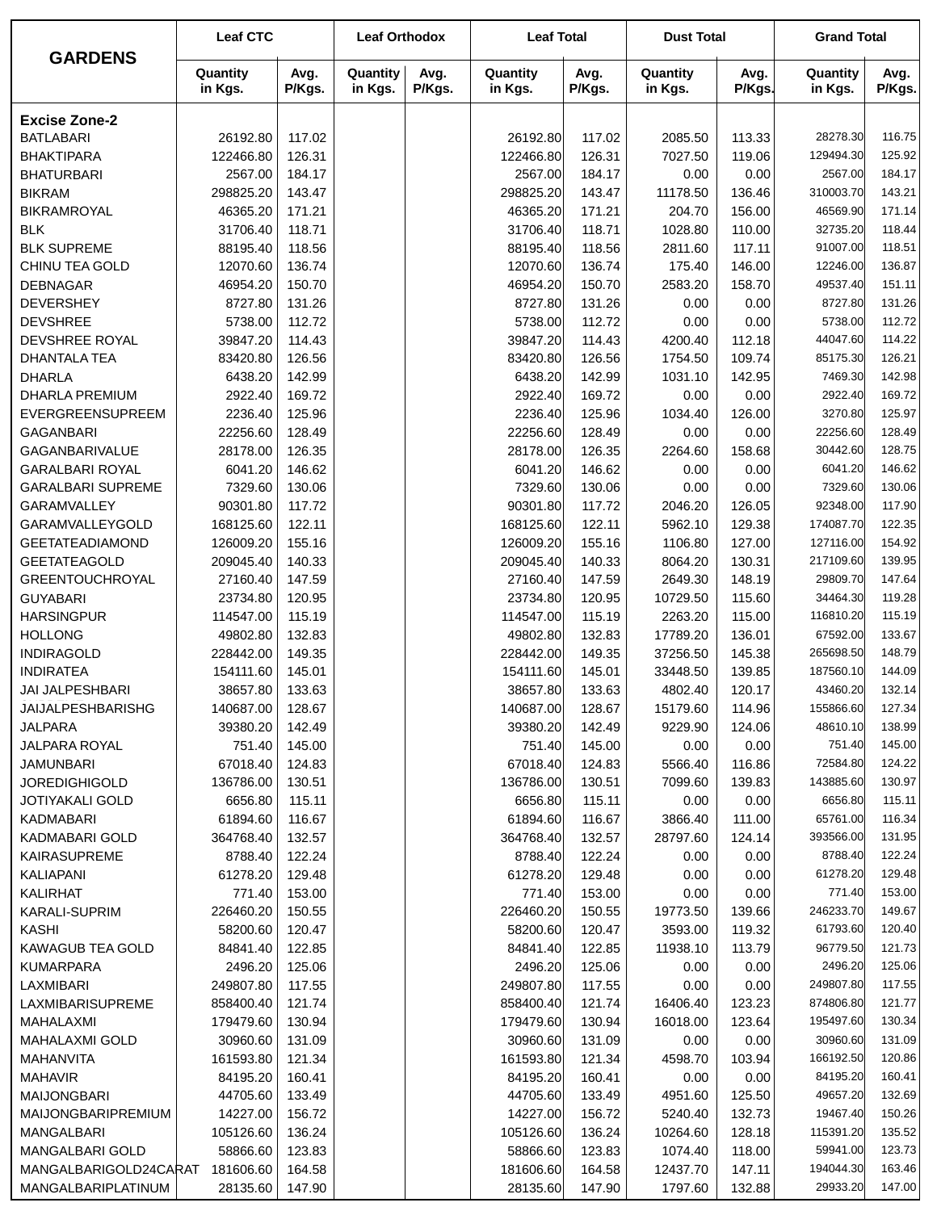| GARDENS | Leaf CTC | | Leaf Orthodox | | Leaf Total | | Dust Total | | Grand Total | |
|---|---|---|---|---|---|---|---|---|---|---|
| | Quantity in Kgs. | Avg. P/Kgs. | Quantity in Kgs. | Avg. P/Kgs. | Quantity in Kgs. | Avg. P/Kgs. | Quantity in Kgs. | Avg. P/Kgs. | Quantity in Kgs. | Avg. P/Kgs. |
| **Excise Zone-2** | | | | | | | | | | |
| BATLABARI | 26192.80 | 117.02 | | | 26192.80 | 117.02 | 2085.50 | 113.33 | 28278.30 | 116.75 |
| BHAKTIPARA | 122466.80 | 126.31 | | | 122466.80 | 126.31 | 7027.50 | 119.06 | 129494.30 | 125.92 |
| BHATURBARI | 2567.00 | 184.17 | | | 2567.00 | 184.17 | 0.00 | 0.00 | 2567.00 | 184.17 |
| BIKRAM | 298825.20 | 143.47 | | | 298825.20 | 143.47 | 11178.50 | 136.46 | 310003.70 | 143.21 |
| BIKRAMROYAL | 46365.20 | 171.21 | | | 46365.20 | 171.21 | 204.70 | 156.00 | 46569.90 | 171.14 |
| BLK | 31706.40 | 118.71 | | | 31706.40 | 118.71 | 1028.80 | 110.00 | 32735.20 | 118.44 |
| BLK SUPREME | 88195.40 | 118.56 | | | 88195.40 | 118.56 | 2811.60 | 117.11 | 91007.00 | 118.51 |
| CHINU TEA GOLD | 12070.60 | 136.74 | | | 12070.60 | 136.74 | 175.40 | 146.00 | 12246.00 | 136.87 |
| DEBNAGAR | 46954.20 | 150.70 | | | 46954.20 | 150.70 | 2583.20 | 158.70 | 49537.40 | 151.11 |
| DEVERSHEY | 8727.80 | 131.26 | | | 8727.80 | 131.26 | 0.00 | 0.00 | 8727.80 | 131.26 |
| DEVSHREE | 5738.00 | 112.72 | | | 5738.00 | 112.72 | 0.00 | 0.00 | 5738.00 | 112.72 |
| DEVSHREE ROYAL | 39847.20 | 114.43 | | | 39847.20 | 114.43 | 4200.40 | 112.18 | 44047.60 | 114.22 |
| DHANTALA TEA | 83420.80 | 126.56 | | | 83420.80 | 126.56 | 1754.50 | 109.74 | 85175.30 | 126.21 |
| DHARLA | 6438.20 | 142.99 | | | 6438.20 | 142.99 | 1031.10 | 142.95 | 7469.30 | 142.98 |
| DHARLA PREMIUM | 2922.40 | 169.72 | | | 2922.40 | 169.72 | 0.00 | 0.00 | 2922.40 | 169.72 |
| EVERGREENSUPREEM | 2236.40 | 125.96 | | | 2236.40 | 125.96 | 1034.40 | 126.00 | 3270.80 | 125.97 |
| GAGANBARI | 22256.60 | 128.49 | | | 22256.60 | 128.49 | 0.00 | 0.00 | 22256.60 | 128.49 |
| GAGANBARIVALUE | 28178.00 | 126.35 | | | 28178.00 | 126.35 | 2264.60 | 158.68 | 30442.60 | 128.75 |
| GARALBARI ROYAL | 6041.20 | 146.62 | | | 6041.20 | 146.62 | 0.00 | 0.00 | 6041.20 | 146.62 |
| GARALBARI SUPREME | 7329.60 | 130.06 | | | 7329.60 | 130.06 | 0.00 | 0.00 | 7329.60 | 130.06 |
| GARAMVALLEY | 90301.80 | 117.72 | | | 90301.80 | 117.72 | 2046.20 | 126.05 | 92348.00 | 117.90 |
| GARAMVALLEYGOLD | 168125.60 | 122.11 | | | 168125.60 | 122.11 | 5962.10 | 129.38 | 174087.70 | 122.35 |
| GEETATEADIAMOND | 126009.20 | 155.16 | | | 126009.20 | 155.16 | 1106.80 | 127.00 | 127116.00 | 154.92 |
| GEETATEAGOLD | 209045.40 | 140.33 | | | 209045.40 | 140.33 | 8064.20 | 130.31 | 217109.60 | 139.95 |
| GREENTOUCHROYAL | 27160.40 | 147.59 | | | 27160.40 | 147.59 | 2649.30 | 148.19 | 29809.70 | 147.64 |
| GUYABARI | 23734.80 | 120.95 | | | 23734.80 | 120.95 | 10729.50 | 115.60 | 34464.30 | 119.28 |
| HARSINGPUR | 114547.00 | 115.19 | | | 114547.00 | 115.19 | 2263.20 | 115.00 | 116810.20 | 115.19 |
| HOLLONG | 49802.80 | 132.83 | | | 49802.80 | 132.83 | 17789.20 | 136.01 | 67592.00 | 133.67 |
| INDIRAGOLD | 228442.00 | 149.35 | | | 228442.00 | 149.35 | 37256.50 | 145.38 | 265698.50 | 148.79 |
| INDIRATEA | 154111.60 | 145.01 | | | 154111.60 | 145.01 | 33448.50 | 139.85 | 187560.10 | 144.09 |
| JAI JALPESHBARI | 38657.80 | 133.63 | | | 38657.80 | 133.63 | 4802.40 | 120.17 | 43460.20 | 132.14 |
| JAIJALPESHBARISHG | 140687.00 | 128.67 | | | 140687.00 | 128.67 | 15179.60 | 114.96 | 155866.60 | 127.34 |
| JALPARA | 39380.20 | 142.49 | | | 39380.20 | 142.49 | 9229.90 | 124.06 | 48610.10 | 138.99 |
| JALPARA ROYAL | 751.40 | 145.00 | | | 751.40 | 145.00 | 0.00 | 0.00 | 751.40 | 145.00 |
| JAMUNBARI | 67018.40 | 124.83 | | | 67018.40 | 124.83 | 5566.40 | 116.86 | 72584.80 | 124.22 |
| JOREDIGHIGOLD | 136786.00 | 130.51 | | | 136786.00 | 130.51 | 7099.60 | 139.83 | 143885.60 | 130.97 |
| JOTIYAKALI GOLD | 6656.80 | 115.11 | | | 6656.80 | 115.11 | 0.00 | 0.00 | 6656.80 | 115.11 |
| KADMABARI | 61894.60 | 116.67 | | | 61894.60 | 116.67 | 3866.40 | 111.00 | 65761.00 | 116.34 |
| KADMABARI GOLD | 364768.40 | 132.57 | | | 364768.40 | 132.57 | 28797.60 | 124.14 | 393566.00 | 131.95 |
| KAIRASUPREME | 8788.40 | 122.24 | | | 8788.40 | 122.24 | 0.00 | 0.00 | 8788.40 | 122.24 |
| KALIAPANI | 61278.20 | 129.48 | | | 61278.20 | 129.48 | 0.00 | 0.00 | 61278.20 | 129.48 |
| KALIRHAT | 771.40 | 153.00 | | | 771.40 | 153.00 | 0.00 | 0.00 | 771.40 | 153.00 |
| KARALI-SUPRIM | 226460.20 | 150.55 | | | 226460.20 | 150.55 | 19773.50 | 139.66 | 246233.70 | 149.67 |
| KASHI | 58200.60 | 120.47 | | | 58200.60 | 120.47 | 3593.00 | 119.32 | 61793.60 | 120.40 |
| KAWAGUB TEA GOLD | 84841.40 | 122.85 | | | 84841.40 | 122.85 | 11938.10 | 113.79 | 96779.50 | 121.73 |
| KUMARPARA | 2496.20 | 125.06 | | | 2496.20 | 125.06 | 0.00 | 0.00 | 2496.20 | 125.06 |
| LAXMIBARI | 249807.80 | 117.55 | | | 249807.80 | 117.55 | 0.00 | 0.00 | 249807.80 | 117.55 |
| LAXMIBARISUPREME | 858400.40 | 121.74 | | | 858400.40 | 121.74 | 16406.40 | 123.23 | 874806.80 | 121.77 |
| MAHALAXMI | 179479.60 | 130.94 | | | 179479.60 | 130.94 | 16018.00 | 123.64 | 195497.60 | 130.34 |
| MAHALAXMI GOLD | 30960.60 | 131.09 | | | 30960.60 | 131.09 | 0.00 | 0.00 | 30960.60 | 131.09 |
| MAHANVITA | 161593.80 | 121.34 | | | 161593.80 | 121.34 | 4598.70 | 103.94 | 166192.50 | 120.86 |
| MAHAVIR | 84195.20 | 160.41 | | | 84195.20 | 160.41 | 0.00 | 0.00 | 84195.20 | 160.41 |
| MAIJONGBARI | 44705.60 | 133.49 | | | 44705.60 | 133.49 | 4951.60 | 125.50 | 49657.20 | 132.69 |
| MAIJONGBARIPREMIUM | 14227.00 | 156.72 | | | 14227.00 | 156.72 | 5240.40 | 132.73 | 19467.40 | 150.26 |
| MANGALBARI | 105126.60 | 136.24 | | | 105126.60 | 136.24 | 10264.60 | 128.18 | 115391.20 | 135.52 |
| MANGALBARI GOLD | 58866.60 | 123.83 | | | 58866.60 | 123.83 | 1074.40 | 118.00 | 59941.00 | 123.73 |
| MANGALBARIGOLD24CARAT | 181606.60 | 164.58 | | | 181606.60 | 164.58 | 12437.70 | 147.11 | 194044.30 | 163.46 |
| MANGALBARIPLATINUM | 28135.60 | 147.90 | | | 28135.60 | 147.90 | 1797.60 | 132.88 | 29933.20 | 147.00 |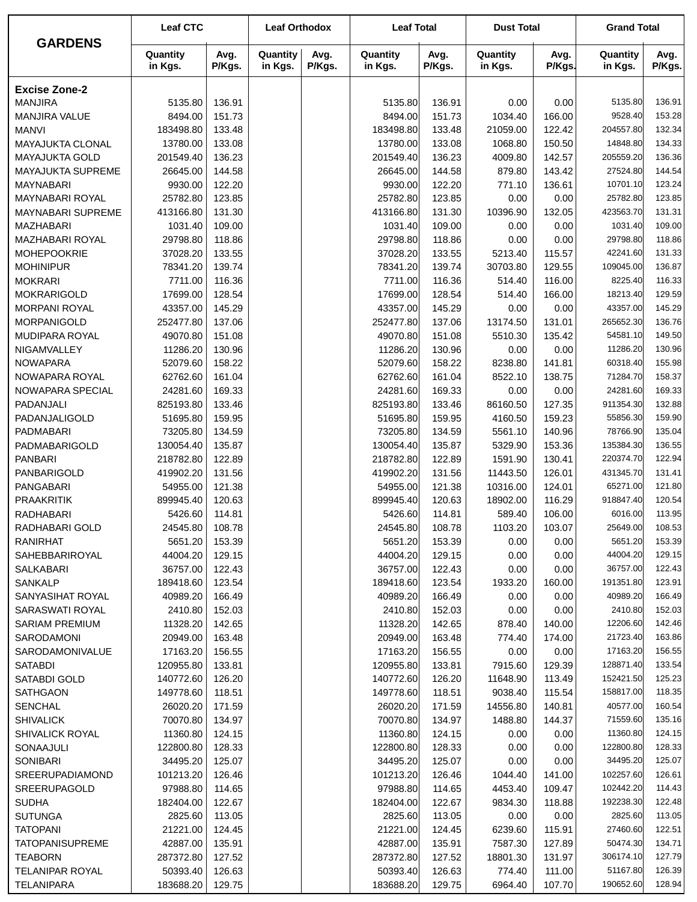| GARDENS | Leaf CTC | | Leaf Orthodox | | Leaf Total | | Dust Total | | Grand Total | |
|---|---|---|---|---|---|---|---|---|---|---|
| | Quantity in Kgs. | Avg. P/Kgs. | Quantity in Kgs. | Avg. P/Kgs. | Quantity in Kgs. | Avg. P/Kgs. | Quantity in Kgs. | Avg. P/Kgs. | Quantity in Kgs. | Avg. P/Kgs. |
| **Excise Zone-2** | | | | | | | | | | |
| MANJIRA | 5135.80 | 136.91 | | | 5135.80 | 136.91 | 0.00 | 0.00 | 5135.80 | 136.91 |
| MANJIRA VALUE | 8494.00 | 151.73 | | | 8494.00 | 151.73 | 1034.40 | 166.00 | 9528.40 | 153.28 |
| MANVI | 183498.80 | 133.48 | | | 183498.80 | 133.48 | 21059.00 | 122.42 | 204557.80 | 132.34 |
| MAYAJUKTA CLONAL | 13780.00 | 133.08 | | | 13780.00 | 133.08 | 1068.80 | 150.50 | 14848.80 | 134.33 |
| MAYAJUKTA GOLD | 201549.40 | 136.23 | | | 201549.40 | 136.23 | 4009.80 | 142.57 | 205559.20 | 136.36 |
| MAYAJUKTA SUPREME | 26645.00 | 144.58 | | | 26645.00 | 144.58 | 879.80 | 143.42 | 27524.80 | 144.54 |
| MAYNABARI | 9930.00 | 122.20 | | | 9930.00 | 122.20 | 771.10 | 136.61 | 10701.10 | 123.24 |
| MAYNABARI ROYAL | 25782.80 | 123.85 | | | 25782.80 | 123.85 | 0.00 | 0.00 | 25782.80 | 123.85 |
| MAYNABARI SUPREME | 413166.80 | 131.30 | | | 413166.80 | 131.30 | 10396.90 | 132.05 | 423563.70 | 131.31 |
| MAZHABARI | 1031.40 | 109.00 | | | 1031.40 | 109.00 | 0.00 | 0.00 | 1031.40 | 109.00 |
| MAZHABARI ROYAL | 29798.80 | 118.86 | | | 29798.80 | 118.86 | 0.00 | 0.00 | 29798.80 | 118.86 |
| MOHEPOOKRIE | 37028.20 | 133.55 | | | 37028.20 | 133.55 | 5213.40 | 115.57 | 42241.60 | 131.33 |
| MOHINIPUR | 78341.20 | 139.74 | | | 78341.20 | 139.74 | 30703.80 | 129.55 | 109045.00 | 136.87 |
| MOKRARI | 7711.00 | 116.36 | | | 7711.00 | 116.36 | 514.40 | 116.00 | 8225.40 | 116.33 |
| MOKRARIGOLD | 17699.00 | 128.54 | | | 17699.00 | 128.54 | 514.40 | 166.00 | 18213.40 | 129.59 |
| MORPANI ROYAL | 43357.00 | 145.29 | | | 43357.00 | 145.29 | 0.00 | 0.00 | 43357.00 | 145.29 |
| MORPANIGOLD | 252477.80 | 137.06 | | | 252477.80 | 137.06 | 13174.50 | 131.01 | 265652.30 | 136.76 |
| MUDIPARA ROYAL | 49070.80 | 151.08 | | | 49070.80 | 151.08 | 5510.30 | 135.42 | 54581.10 | 149.50 |
| NIGAMVALLEY | 11286.20 | 130.96 | | | 11286.20 | 130.96 | 0.00 | 0.00 | 11286.20 | 130.96 |
| NOWAPARA | 52079.60 | 158.22 | | | 52079.60 | 158.22 | 8238.80 | 141.81 | 60318.40 | 155.98 |
| NOWAPARA ROYAL | 62762.60 | 161.04 | | | 62762.60 | 161.04 | 8522.10 | 138.75 | 71284.70 | 158.37 |
| NOWAPARA SPECIAL | 24281.60 | 169.33 | | | 24281.60 | 169.33 | 0.00 | 0.00 | 24281.60 | 169.33 |
| PADANJALI | 825193.80 | 133.46 | | | 825193.80 | 133.46 | 86160.50 | 127.35 | 911354.30 | 132.88 |
| PADANJALIGOLD | 51695.80 | 159.95 | | | 51695.80 | 159.95 | 4160.50 | 159.23 | 55856.30 | 159.90 |
| PADMABARI | 73205.80 | 134.59 | | | 73205.80 | 134.59 | 5561.10 | 140.96 | 78766.90 | 135.04 |
| PADMABARIGOLD | 130054.40 | 135.87 | | | 130054.40 | 135.87 | 5329.90 | 153.36 | 135384.30 | 136.55 |
| PANBARI | 218782.80 | 122.89 | | | 218782.80 | 122.89 | 1591.90 | 130.41 | 220374.70 | 122.94 |
| PANBARIGOLD | 419902.20 | 131.56 | | | 419902.20 | 131.56 | 11443.50 | 126.01 | 431345.70 | 131.41 |
| PANGABARI | 54955.00 | 121.38 | | | 54955.00 | 121.38 | 10316.00 | 124.01 | 65271.00 | 121.80 |
| PRAAKRITIK | 899945.40 | 120.63 | | | 899945.40 | 120.63 | 18902.00 | 116.29 | 918847.40 | 120.54 |
| RADHABARI | 5426.60 | 114.81 | | | 5426.60 | 114.81 | 589.40 | 106.00 | 6016.00 | 113.95 |
| RADHABARI GOLD | 24545.80 | 108.78 | | | 24545.80 | 108.78 | 1103.20 | 103.07 | 25649.00 | 108.53 |
| RANIRHAT | 5651.20 | 153.39 | | | 5651.20 | 153.39 | 0.00 | 0.00 | 5651.20 | 153.39 |
| SAHEBBARIROYAL | 44004.20 | 129.15 | | | 44004.20 | 129.15 | 0.00 | 0.00 | 44004.20 | 129.15 |
| SALKABARI | 36757.00 | 122.43 | | | 36757.00 | 122.43 | 0.00 | 0.00 | 36757.00 | 122.43 |
| SANKALP | 189418.60 | 123.54 | | | 189418.60 | 123.54 | 1933.20 | 160.00 | 191351.80 | 123.91 |
| SANYASIHAT ROYAL | 40989.20 | 166.49 | | | 40989.20 | 166.49 | 0.00 | 0.00 | 40989.20 | 166.49 |
| SARASWATI ROYAL | 2410.80 | 152.03 | | | 2410.80 | 152.03 | 0.00 | 0.00 | 2410.80 | 152.03 |
| SARIAM PREMIUM | 11328.20 | 142.65 | | | 11328.20 | 142.65 | 878.40 | 140.00 | 12206.60 | 142.46 |
| SARODAMONI | 20949.00 | 163.48 | | | 20949.00 | 163.48 | 774.40 | 174.00 | 21723.40 | 163.86 |
| SARODAMONIVALUE | 17163.20 | 156.55 | | | 17163.20 | 156.55 | 0.00 | 0.00 | 17163.20 | 156.55 |
| SATABDI | 120955.80 | 133.81 | | | 120955.80 | 133.81 | 7915.60 | 129.39 | 128871.40 | 133.54 |
| SATABDI GOLD | 140772.60 | 126.20 | | | 140772.60 | 126.20 | 11648.90 | 113.49 | 152421.50 | 125.23 |
| SATHGAON | 149778.60 | 118.51 | | | 149778.60 | 118.51 | 9038.40 | 115.54 | 158817.00 | 118.35 |
| SENCHAL | 26020.20 | 171.59 | | | 26020.20 | 171.59 | 14556.80 | 140.81 | 40577.00 | 160.54 |
| SHIVALICK | 70070.80 | 134.97 | | | 70070.80 | 134.97 | 1488.80 | 144.37 | 71559.60 | 135.16 |
| SHIVALICK ROYAL | 11360.80 | 124.15 | | | 11360.80 | 124.15 | 0.00 | 0.00 | 11360.80 | 124.15 |
| SONAAJULI | 122800.80 | 128.33 | | | 122800.80 | 128.33 | 0.00 | 0.00 | 122800.80 | 128.33 |
| SONIBARI | 34495.20 | 125.07 | | | 34495.20 | 125.07 | 0.00 | 0.00 | 34495.20 | 125.07 |
| SREERUPADIAMOND | 101213.20 | 126.46 | | | 101213.20 | 126.46 | 1044.40 | 141.00 | 102257.60 | 126.61 |
| SREERUPAGOLD | 97988.80 | 114.65 | | | 97988.80 | 114.65 | 4453.40 | 109.47 | 102442.20 | 114.43 |
| SUDHA | 182404.00 | 122.67 | | | 182404.00 | 122.67 | 9834.30 | 118.88 | 192238.30 | 122.48 |
| SUTUNGA | 2825.60 | 113.05 | | | 2825.60 | 113.05 | 0.00 | 0.00 | 2825.60 | 113.05 |
| TATOPANI | 21221.00 | 124.45 | | | 21221.00 | 124.45 | 6239.60 | 115.91 | 27460.60 | 122.51 |
| TATOPANISUPREME | 42887.00 | 135.91 | | | 42887.00 | 135.91 | 7587.30 | 127.89 | 50474.30 | 134.71 |
| TEABORN | 287372.80 | 127.52 | | | 287372.80 | 127.52 | 18801.30 | 131.97 | 306174.10 | 127.79 |
| TELANIPAR ROYAL | 50393.40 | 126.63 | | | 50393.40 | 126.63 | 774.40 | 111.00 | 51167.80 | 126.39 |
| TELANIPARA | 183688.20 | 129.75 | | | 183688.20 | 129.75 | 6964.40 | 107.70 | 190652.60 | 128.94 |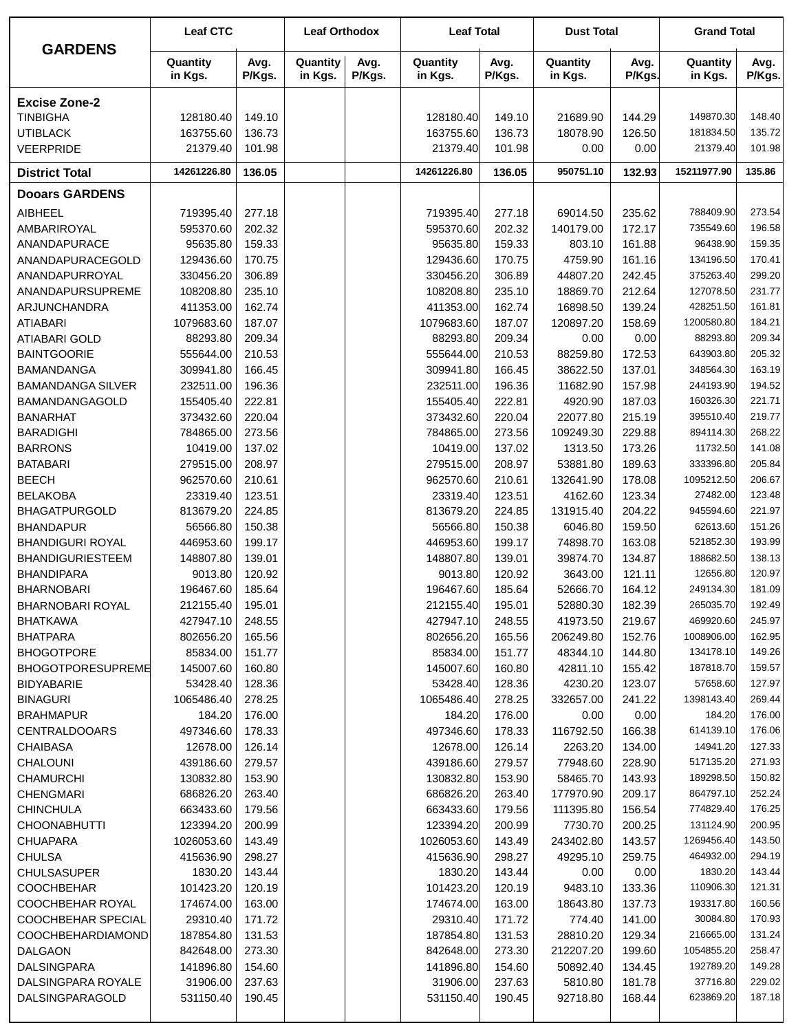| GARDENS | Leaf CTC | | Leaf Orthodox | | Leaf Total | | Dust Total | | Grand Total | |
|---|---|---|---|---|---|---|---|---|---|---|
| | Quantity in Kgs. | Avg. P/Kgs. | Quantity in Kgs. | Avg. P/Kgs. | Quantity in Kgs. | Avg. P/Kgs. | Quantity in Kgs. | Avg. P/Kgs. | Quantity in Kgs. | Avg. P/Kgs. |
| **Excise Zone-2** | | | | | | | | | | |
| TINBIGHA | 128180.40 | 149.10 | | | 128180.40 | 149.10 | 21689.90 | 144.29 | 149870.30 | 148.40 |
| UTIBLACK | 163755.60 | 136.73 | | | 163755.60 | 136.73 | 18078.90 | 126.50 | 181834.50 | 135.72 |
| VEERPRIDE | 21379.40 | 101.98 | | | 21379.40 | 101.98 | 0.00 | 0.00 | 21379.40 | 101.98 |
| **District Total** | 14261226.80 | 136.05 | | | 14261226.80 | 136.05 | 950751.10 | 132.93 | 15211977.90 | 135.86 |
| **Dooars GARDENS** | | | | | | | | | | |
| AIBHEEL | 719395.40 | 277.18 | | | 719395.40 | 277.18 | 69014.50 | 235.62 | 788409.90 | 273.54 |
| AMBARIROYAL | 595370.60 | 202.32 | | | 595370.60 | 202.32 | 140179.00 | 172.17 | 735549.60 | 196.58 |
| ANANDAPURACE | 95635.80 | 159.33 | | | 95635.80 | 159.33 | 803.10 | 161.88 | 96438.90 | 159.35 |
| ANANDAPURACEGOLD | 129436.60 | 170.75 | | | 129436.60 | 170.75 | 4759.90 | 161.16 | 134196.50 | 170.41 |
| ANANDAPURROYAL | 330456.20 | 306.89 | | | 330456.20 | 306.89 | 44807.20 | 242.45 | 375263.40 | 299.20 |
| ANANDAPURSUPREME | 108208.80 | 235.10 | | | 108208.80 | 235.10 | 18869.70 | 212.64 | 127078.50 | 231.77 |
| ARJUNCHANDRA | 411353.00 | 162.74 | | | 411353.00 | 162.74 | 16898.50 | 139.24 | 428251.50 | 161.81 |
| ATIABARI | 1079683.60 | 187.07 | | | 1079683.60 | 187.07 | 120897.20 | 158.69 | 1200580.80 | 184.21 |
| ATIABARI GOLD | 88293.80 | 209.34 | | | 88293.80 | 209.34 | 0.00 | 0.00 | 88293.80 | 209.34 |
| BAINTGOORIE | 555644.00 | 210.53 | | | 555644.00 | 210.53 | 88259.80 | 172.53 | 643903.80 | 205.32 |
| BAMANDANGA | 309941.80 | 166.45 | | | 309941.80 | 166.45 | 38622.50 | 137.01 | 348564.30 | 163.19 |
| BAMANDANGA SILVER | 232511.00 | 196.36 | | | 232511.00 | 196.36 | 11682.90 | 157.98 | 244193.90 | 194.52 |
| BAMANDANGAGOLD | 155405.40 | 222.81 | | | 155405.40 | 222.81 | 4920.90 | 187.03 | 160326.30 | 221.71 |
| BANARHAT | 373432.60 | 220.04 | | | 373432.60 | 220.04 | 22077.80 | 215.19 | 395510.40 | 219.77 |
| BARADIGHI | 784865.00 | 273.56 | | | 784865.00 | 273.56 | 109249.30 | 229.88 | 894114.30 | 268.22 |
| BARRONS | 10419.00 | 137.02 | | | 10419.00 | 137.02 | 1313.50 | 173.26 | 11732.50 | 141.08 |
| BATABARI | 279515.00 | 208.97 | | | 279515.00 | 208.97 | 53881.80 | 189.63 | 333396.80 | 205.84 |
| BEECH | 962570.60 | 210.61 | | | 962570.60 | 210.61 | 132641.90 | 178.08 | 1095212.50 | 206.67 |
| BELAKOBA | 23319.40 | 123.51 | | | 23319.40 | 123.51 | 4162.60 | 123.34 | 27482.00 | 123.48 |
| BHAGATPURGOLD | 813679.20 | 224.85 | | | 813679.20 | 224.85 | 131915.40 | 204.22 | 945594.60 | 221.97 |
| BHANDAPUR | 56566.80 | 150.38 | | | 56566.80 | 150.38 | 6046.80 | 159.50 | 62613.60 | 151.26 |
| BHANDIGURI ROYAL | 446953.60 | 199.17 | | | 446953.60 | 199.17 | 74898.70 | 163.08 | 521852.30 | 193.99 |
| BHANDIGURIESTEEM | 148807.80 | 139.01 | | | 148807.80 | 139.01 | 39874.70 | 134.87 | 188682.50 | 138.13 |
| BHANDIPARA | 9013.80 | 120.92 | | | 9013.80 | 120.92 | 3643.00 | 121.11 | 12656.80 | 120.97 |
| BHARNOBARI | 196467.60 | 185.64 | | | 196467.60 | 185.64 | 52666.70 | 164.12 | 249134.30 | 181.09 |
| BHARNOBARI ROYAL | 212155.40 | 195.01 | | | 212155.40 | 195.01 | 52880.30 | 182.39 | 265035.70 | 192.49 |
| BHATKAWA | 427947.10 | 248.55 | | | 427947.10 | 248.55 | 41973.50 | 219.67 | 469920.60 | 245.97 |
| BHATPARA | 802656.20 | 165.56 | | | 802656.20 | 165.56 | 206249.80 | 152.76 | 1008906.00 | 162.95 |
| BHOGOTPORE | 85834.00 | 151.77 | | | 85834.00 | 151.77 | 48344.10 | 144.80 | 134178.10 | 149.26 |
| BHOGOTPORESUPREME | 145007.60 | 160.80 | | | 145007.60 | 160.80 | 42811.10 | 155.42 | 187818.70 | 159.57 |
| BIDYABARIE | 53428.40 | 128.36 | | | 53428.40 | 128.36 | 4230.20 | 123.07 | 57658.60 | 127.97 |
| BINAGURI | 1065486.40 | 278.25 | | | 1065486.40 | 278.25 | 332657.00 | 241.22 | 1398143.40 | 269.44 |
| BRAHMAPUR | 184.20 | 176.00 | | | 184.20 | 176.00 | 0.00 | 0.00 | 184.20 | 176.00 |
| CENTRALDOOARS | 497346.60 | 178.33 | | | 497346.60 | 178.33 | 116792.50 | 166.38 | 614139.10 | 176.06 |
| CHAIBASA | 12678.00 | 126.14 | | | 12678.00 | 126.14 | 2263.20 | 134.00 | 14941.20 | 127.33 |
| CHALOUNI | 439186.60 | 279.57 | | | 439186.60 | 279.57 | 77948.60 | 228.90 | 517135.20 | 271.93 |
| CHAMURCHI | 130832.80 | 153.90 | | | 130832.80 | 153.90 | 58465.70 | 143.93 | 189298.50 | 150.82 |
| CHENGMARI | 686826.20 | 263.40 | | | 686826.20 | 263.40 | 177970.90 | 209.17 | 864797.10 | 252.24 |
| CHINCHULA | 663433.60 | 179.56 | | | 663433.60 | 179.56 | 111395.80 | 156.54 | 774829.40 | 176.25 |
| CHOONABHUTTI | 123394.20 | 200.99 | | | 123394.20 | 200.99 | 7730.70 | 200.25 | 131124.90 | 200.95 |
| CHUAPARA | 1026053.60 | 143.49 | | | 1026053.60 | 143.49 | 243402.80 | 143.57 | 1269456.40 | 143.50 |
| CHULSA | 415636.90 | 298.27 | | | 415636.90 | 298.27 | 49295.10 | 259.75 | 464932.00 | 294.19 |
| CHULSASUPER | 1830.20 | 143.44 | | | 1830.20 | 143.44 | 0.00 | 0.00 | 1830.20 | 143.44 |
| COOCHBEHAR | 101423.20 | 120.19 | | | 101423.20 | 120.19 | 9483.10 | 133.36 | 110906.30 | 121.31 |
| COOCHBEHAR ROYAL | 174674.00 | 163.00 | | | 174674.00 | 163.00 | 18643.80 | 137.73 | 193317.80 | 160.56 |
| COOCHBEHAR SPECIAL | 29310.40 | 171.72 | | | 29310.40 | 171.72 | 774.40 | 141.00 | 30084.80 | 170.93 |
| COOCHBEHARDIAMOND | 187854.80 | 131.53 | | | 187854.80 | 131.53 | 28810.20 | 129.34 | 216665.00 | 131.24 |
| DALGAON | 842648.00 | 273.30 | | | 842648.00 | 273.30 | 212207.20 | 199.60 | 1054855.20 | 258.47 |
| DALSINGPARA | 141896.80 | 154.60 | | | 141896.80 | 154.60 | 50892.40 | 134.45 | 192789.20 | 149.28 |
| DALSINGPARA ROYALE | 31906.00 | 237.63 | | | 31906.00 | 237.63 | 5810.80 | 181.78 | 37716.80 | 229.02 |
| DALSINGPARAGOLD | 531150.40 | 190.45 | | | 531150.40 | 190.45 | 92718.80 | 168.44 | 623869.20 | 187.18 |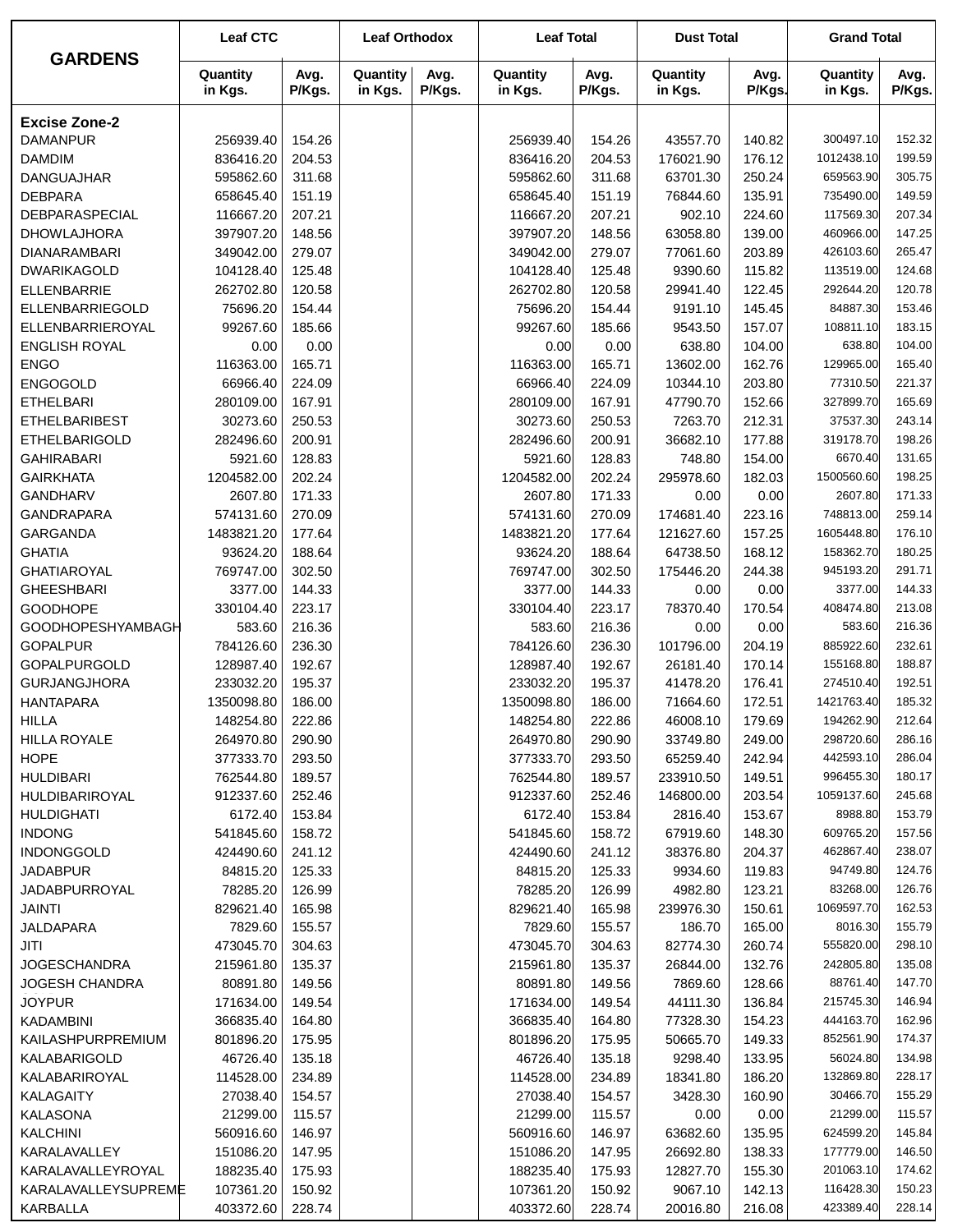| GARDENS | Leaf CTC | | Leaf Orthodox | | Leaf Total | | Dust Total | | Grand Total | |
|---|---|---|---|---|---|---|---|---|---|---|
| | Quantity in Kgs. | Avg. P/Kgs. | Quantity in Kgs. | Avg. P/Kgs. | Quantity in Kgs. | Avg. P/Kgs. | Quantity in Kgs. | Avg. P/Kgs. | Quantity in Kgs. | Avg. P/Kgs. |
| **Excise Zone-2** | | | | | | | | | | |
| DAMANPUR | 256939.40 | 154.26 | | | 256939.40 | 154.26 | 43557.70 | 140.82 | 300497.10 | 152.32 |
| DAMDIM | 836416.20 | 204.53 | | | 836416.20 | 204.53 | 176021.90 | 176.12 | 1012438.10 | 199.59 |
| DANGUAJHAR | 595862.60 | 311.68 | | | 595862.60 | 311.68 | 63701.30 | 250.24 | 659563.90 | 305.75 |
| DEBPARA | 658645.40 | 151.19 | | | 658645.40 | 151.19 | 76844.60 | 135.91 | 735490.00 | 149.59 |
| DEBPARASPECIAL | 116667.20 | 207.21 | | | 116667.20 | 207.21 | 902.10 | 224.60 | 117569.30 | 207.34 |
| DHOWLAJHORA | 397907.20 | 148.56 | | | 397907.20 | 148.56 | 63058.80 | 139.00 | 460966.00 | 147.25 |
| DIANARAMBARI | 349042.00 | 279.07 | | | 349042.00 | 279.07 | 77061.60 | 203.89 | 426103.60 | 265.47 |
| DWARIKAGOLD | 104128.40 | 125.48 | | | 104128.40 | 125.48 | 9390.60 | 115.82 | 113519.00 | 124.68 |
| ELLENBARRIE | 262702.80 | 120.58 | | | 262702.80 | 120.58 | 29941.40 | 122.45 | 292644.20 | 120.78 |
| ELLENBARRIEGOLD | 75696.20 | 154.44 | | | 75696.20 | 154.44 | 9191.10 | 145.45 | 84887.30 | 153.46 |
| ELLENBARRIEROYAL | 99267.60 | 185.66 | | | 99267.60 | 185.66 | 9543.50 | 157.07 | 108811.10 | 183.15 |
| ENGLISH ROYAL | 0.00 | 0.00 | | | 0.00 | 0.00 | 638.80 | 104.00 | 638.80 | 104.00 |
| ENGO | 116363.00 | 165.71 | | | 116363.00 | 165.71 | 13602.00 | 162.76 | 129965.00 | 165.40 |
| ENGOGOLD | 66966.40 | 224.09 | | | 66966.40 | 224.09 | 10344.10 | 203.80 | 77310.50 | 221.37 |
| ETHELBARI | 280109.00 | 167.91 | | | 280109.00 | 167.91 | 47790.70 | 152.66 | 327899.70 | 165.69 |
| ETHELBARIBEST | 30273.60 | 250.53 | | | 30273.60 | 250.53 | 7263.70 | 212.31 | 37537.30 | 243.14 |
| ETHELBARIGOLD | 282496.60 | 200.91 | | | 282496.60 | 200.91 | 36682.10 | 177.88 | 319178.70 | 198.26 |
| GAHIRABARI | 5921.60 | 128.83 | | | 5921.60 | 128.83 | 748.80 | 154.00 | 6670.40 | 131.65 |
| GAIRKHATA | 1204582.00 | 202.24 | | | 1204582.00 | 202.24 | 295978.60 | 182.03 | 1500560.60 | 198.25 |
| GANDHARV | 2607.80 | 171.33 | | | 2607.80 | 171.33 | 0.00 | 0.00 | 2607.80 | 171.33 |
| GANDRAPARA | 574131.60 | 270.09 | | | 574131.60 | 270.09 | 174681.40 | 223.16 | 748813.00 | 259.14 |
| GARGANDA | 1483821.20 | 177.64 | | | 1483821.20 | 177.64 | 121627.60 | 157.25 | 1605448.80 | 176.10 |
| GHATIA | 93624.20 | 188.64 | | | 93624.20 | 188.64 | 64738.50 | 168.12 | 158362.70 | 180.25 |
| GHATIAROYAL | 769747.00 | 302.50 | | | 769747.00 | 302.50 | 175446.20 | 244.38 | 945193.20 | 291.71 |
| GHEESHBARI | 3377.00 | 144.33 | | | 3377.00 | 144.33 | 0.00 | 0.00 | 3377.00 | 144.33 |
| GOODHOPE | 330104.40 | 223.17 | | | 330104.40 | 223.17 | 78370.40 | 170.54 | 408474.80 | 213.08 |
| GOODHOPESHYAMBAGH | 583.60 | 216.36 | | | 583.60 | 216.36 | 0.00 | 0.00 | 583.60 | 216.36 |
| GOPALPUR | 784126.60 | 236.30 | | | 784126.60 | 236.30 | 101796.00 | 204.19 | 885922.60 | 232.61 |
| GOPALPURGOLD | 128987.40 | 192.67 | | | 128987.40 | 192.67 | 26181.40 | 170.14 | 155168.80 | 188.87 |
| GURJANGJHORA | 233032.20 | 195.37 | | | 233032.20 | 195.37 | 41478.20 | 176.41 | 274510.40 | 192.51 |
| HANTAPARA | 1350098.80 | 186.00 | | | 1350098.80 | 186.00 | 71664.60 | 172.51 | 1421763.40 | 185.32 |
| HILLA | 148254.80 | 222.86 | | | 148254.80 | 222.86 | 46008.10 | 179.69 | 194262.90 | 212.64 |
| HILLA ROYALE | 264970.80 | 290.90 | | | 264970.80 | 290.90 | 33749.80 | 249.00 | 298720.60 | 286.16 |
| HOPE | 377333.70 | 293.50 | | | 377333.70 | 293.50 | 65259.40 | 242.94 | 442593.10 | 286.04 |
| HULDIBARI | 762544.80 | 189.57 | | | 762544.80 | 189.57 | 233910.50 | 149.51 | 996455.30 | 180.17 |
| HULDIBARIROYAL | 912337.60 | 252.46 | | | 912337.60 | 252.46 | 146800.00 | 203.54 | 1059137.60 | 245.68 |
| HULDIGHATI | 6172.40 | 153.84 | | | 6172.40 | 153.84 | 2816.40 | 153.67 | 8988.80 | 153.79 |
| INDONG | 541845.60 | 158.72 | | | 541845.60 | 158.72 | 67919.60 | 148.30 | 609765.20 | 157.56 |
| INDONGGOLD | 424490.60 | 241.12 | | | 424490.60 | 241.12 | 38376.80 | 204.37 | 462867.40 | 238.07 |
| JADABPUR | 84815.20 | 125.33 | | | 84815.20 | 125.33 | 9934.60 | 119.83 | 94749.80 | 124.76 |
| JADABPURROYAL | 78285.20 | 126.99 | | | 78285.20 | 126.99 | 4982.80 | 123.21 | 83268.00 | 126.76 |
| JAINTI | 829621.40 | 165.98 | | | 829621.40 | 165.98 | 239976.30 | 150.61 | 1069597.70 | 162.53 |
| JALDAPARA | 7829.60 | 155.57 | | | 7829.60 | 155.57 | 186.70 | 165.00 | 8016.30 | 155.79 |
| JITI | 473045.70 | 304.63 | | | 473045.70 | 304.63 | 82774.30 | 260.74 | 555820.00 | 298.10 |
| JOGESCHANDRA | 215961.80 | 135.37 | | | 215961.80 | 135.37 | 26844.00 | 132.76 | 242805.80 | 135.08 |
| JOGESH CHANDRA | 80891.80 | 149.56 | | | 80891.80 | 149.56 | 7869.60 | 128.66 | 88761.40 | 147.70 |
| JOYPUR | 171634.00 | 149.54 | | | 171634.00 | 149.54 | 44111.30 | 136.84 | 215745.30 | 146.94 |
| KADAMBINI | 366835.40 | 164.80 | | | 366835.40 | 164.80 | 77328.30 | 154.23 | 444163.70 | 162.96 |
| KAILASHPURPREMIUM | 801896.20 | 175.95 | | | 801896.20 | 175.95 | 50665.70 | 149.33 | 852561.90 | 174.37 |
| KALABARIGOLD | 46726.40 | 135.18 | | | 46726.40 | 135.18 | 9298.40 | 133.95 | 56024.80 | 134.98 |
| KALABARIROYAL | 114528.00 | 234.89 | | | 114528.00 | 234.89 | 18341.80 | 186.20 | 132869.80 | 228.17 |
| KALAGAITY | 27038.40 | 154.57 | | | 27038.40 | 154.57 | 3428.30 | 160.90 | 30466.70 | 155.29 |
| KALASONA | 21299.00 | 115.57 | | | 21299.00 | 115.57 | 0.00 | 0.00 | 21299.00 | 115.57 |
| KALCHINI | 560916.60 | 146.97 | | | 560916.60 | 146.97 | 63682.60 | 135.95 | 624599.20 | 145.84 |
| KARALAVALLEY | 151086.20 | 147.95 | | | 151086.20 | 147.95 | 26692.80 | 138.33 | 177779.00 | 146.50 |
| KARALAVALLEYROYAL | 188235.40 | 175.93 | | | 188235.40 | 175.93 | 12827.70 | 155.30 | 201063.10 | 174.62 |
| KARALAVALLEYSUPREME | 107361.20 | 150.92 | | | 107361.20 | 150.92 | 9067.10 | 142.13 | 116428.30 | 150.23 |
| KARBALLA | 403372.60 | 228.74 | | | 403372.60 | 228.74 | 20016.80 | 216.08 | 423389.40 | 228.14 |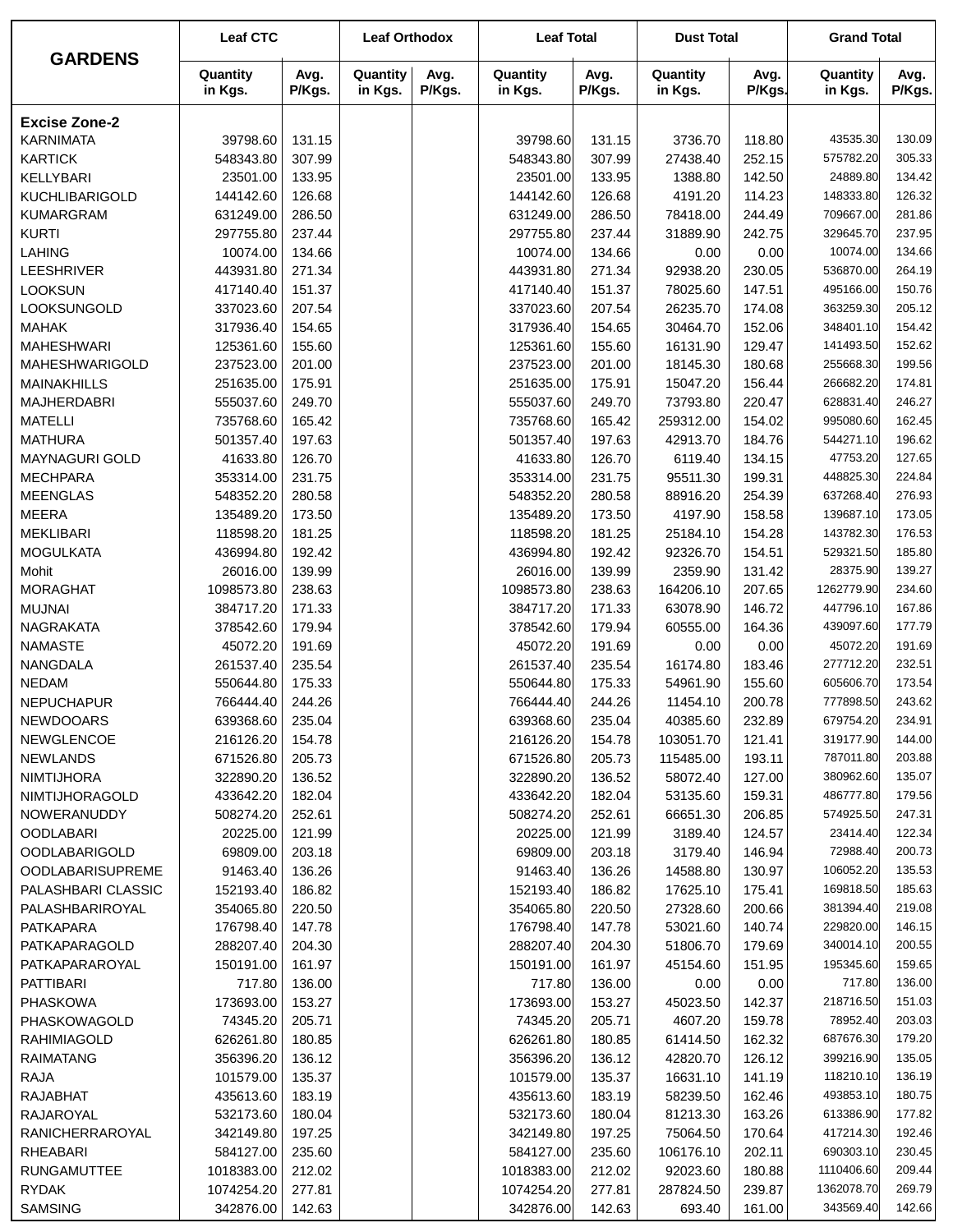| GARDENS | Leaf CTC | | Leaf Orthodox | | Leaf Total | | Dust Total | | Grand Total | |
|---|---|---|---|---|---|---|---|---|---|---|
| | Quantity in Kgs. | Avg. P/Kgs. | Quantity in Kgs. | Avg. P/Kgs. | Quantity in Kgs. | Avg. P/Kgs. | Quantity in Kgs. | Avg. P/Kgs. | Quantity in Kgs. | Avg. P/Kgs. |
| **Excise Zone-2** | | | | | | | | | | |
| KARNIMATA | 39798.60 | 131.15 | | | 39798.60 | 131.15 | 3736.70 | 118.80 | 43535.30 | 130.09 |
| KARTICK | 548343.80 | 307.99 | | | 548343.80 | 307.99 | 27438.40 | 252.15 | 575782.20 | 305.33 |
| KELLYBARI | 23501.00 | 133.95 | | | 23501.00 | 133.95 | 1388.80 | 142.50 | 24889.80 | 134.42 |
| KUCHLIBARIGOLD | 144142.60 | 126.68 | | | 144142.60 | 126.68 | 4191.20 | 114.23 | 148333.80 | 126.32 |
| KUMARGRAM | 631249.00 | 286.50 | | | 631249.00 | 286.50 | 78418.00 | 244.49 | 709667.00 | 281.86 |
| KURTI | 297755.80 | 237.44 | | | 297755.80 | 237.44 | 31889.90 | 242.75 | 329645.70 | 237.95 |
| LAHING | 10074.00 | 134.66 | | | 10074.00 | 134.66 | 0.00 | 0.00 | 10074.00 | 134.66 |
| LEESHRIVER | 443931.80 | 271.34 | | | 443931.80 | 271.34 | 92938.20 | 230.05 | 536870.00 | 264.19 |
| LOOKSUN | 417140.40 | 151.37 | | | 417140.40 | 151.37 | 78025.60 | 147.51 | 495166.00 | 150.76 |
| LOOKSUNGOLD | 337023.60 | 207.54 | | | 337023.60 | 207.54 | 26235.70 | 174.08 | 363259.30 | 205.12 |
| MAHAK | 317936.40 | 154.65 | | | 317936.40 | 154.65 | 30464.70 | 152.06 | 348401.10 | 154.42 |
| MAHESHWARI | 125361.60 | 155.60 | | | 125361.60 | 155.60 | 16131.90 | 129.47 | 141493.50 | 152.62 |
| MAHESHWARIGOLD | 237523.00 | 201.00 | | | 237523.00 | 201.00 | 18145.30 | 180.68 | 255668.30 | 199.56 |
| MAINAKHILLS | 251635.00 | 175.91 | | | 251635.00 | 175.91 | 15047.20 | 156.44 | 266682.20 | 174.81 |
| MAJHERDABRI | 555037.60 | 249.70 | | | 555037.60 | 249.70 | 73793.80 | 220.47 | 628831.40 | 246.27 |
| MATELLI | 735768.60 | 165.42 | | | 735768.60 | 165.42 | 259312.00 | 154.02 | 995080.60 | 162.45 |
| MATHURA | 501357.40 | 197.63 | | | 501357.40 | 197.63 | 42913.70 | 184.76 | 544271.10 | 196.62 |
| MAYNAGURI GOLD | 41633.80 | 126.70 | | | 41633.80 | 126.70 | 6119.40 | 134.15 | 47753.20 | 127.65 |
| MECHPARA | 353314.00 | 231.75 | | | 353314.00 | 231.75 | 95511.30 | 199.31 | 448825.30 | 224.84 |
| MEENGLAS | 548352.20 | 280.58 | | | 548352.20 | 280.58 | 88916.20 | 254.39 | 637268.40 | 276.93 |
| MEERA | 135489.20 | 173.50 | | | 135489.20 | 173.50 | 4197.90 | 158.58 | 139687.10 | 173.05 |
| MEKLIBARI | 118598.20 | 181.25 | | | 118598.20 | 181.25 | 25184.10 | 154.28 | 143782.30 | 176.53 |
| MOGULKATA | 436994.80 | 192.42 | | | 436994.80 | 192.42 | 92326.70 | 154.51 | 529321.50 | 185.80 |
| Mohit | 26016.00 | 139.99 | | | 26016.00 | 139.99 | 2359.90 | 131.42 | 28375.90 | 139.27 |
| MORAGHAT | 1098573.80 | 238.63 | | | 1098573.80 | 238.63 | 164206.10 | 207.65 | 1262779.90 | 234.60 |
| MUJNAI | 384717.20 | 171.33 | | | 384717.20 | 171.33 | 63078.90 | 146.72 | 447796.10 | 167.86 |
| NAGRAKATA | 378542.60 | 179.94 | | | 378542.60 | 179.94 | 60555.00 | 164.36 | 439097.60 | 177.79 |
| NAMASTE | 45072.20 | 191.69 | | | 45072.20 | 191.69 | 0.00 | 0.00 | 45072.20 | 191.69 |
| NANGDALA | 261537.40 | 235.54 | | | 261537.40 | 235.54 | 16174.80 | 183.46 | 277712.20 | 232.51 |
| NEDAM | 550644.80 | 175.33 | | | 550644.80 | 175.33 | 54961.90 | 155.60 | 605606.70 | 173.54 |
| NEPUCHAPUR | 766444.40 | 244.26 | | | 766444.40 | 244.26 | 11454.10 | 200.78 | 777898.50 | 243.62 |
| NEWDOOARS | 639368.60 | 235.04 | | | 639368.60 | 235.04 | 40385.60 | 232.89 | 679754.20 | 234.91 |
| NEWGLENCOE | 216126.20 | 154.78 | | | 216126.20 | 154.78 | 103051.70 | 121.41 | 319177.90 | 144.00 |
| NEWLANDS | 671526.80 | 205.73 | | | 671526.80 | 205.73 | 115485.00 | 193.11 | 787011.80 | 203.88 |
| NIMTIJHORA | 322890.20 | 136.52 | | | 322890.20 | 136.52 | 58072.40 | 127.00 | 380962.60 | 135.07 |
| NIMTIJHORAGOLD | 433642.20 | 182.04 | | | 433642.20 | 182.04 | 53135.60 | 159.31 | 486777.80 | 179.56 |
| NOWERANUDDY | 508274.20 | 252.61 | | | 508274.20 | 252.61 | 66651.30 | 206.85 | 574925.50 | 247.31 |
| OODLABARI | 20225.00 | 121.99 | | | 20225.00 | 121.99 | 3189.40 | 124.57 | 23414.40 | 122.34 |
| OODLABARIGOLD | 69809.00 | 203.18 | | | 69809.00 | 203.18 | 3179.40 | 146.94 | 72988.40 | 200.73 |
| OODLABARISUPREME | 91463.40 | 136.26 | | | 91463.40 | 136.26 | 14588.80 | 130.97 | 106052.20 | 135.53 |
| PALASHBARI CLASSIC | 152193.40 | 186.82 | | | 152193.40 | 186.82 | 17625.10 | 175.41 | 169818.50 | 185.63 |
| PALASHBARIROYAL | 354065.80 | 220.50 | | | 354065.80 | 220.50 | 27328.60 | 200.66 | 381394.40 | 219.08 |
| PATKAPARA | 176798.40 | 147.78 | | | 176798.40 | 147.78 | 53021.60 | 140.74 | 229820.00 | 146.15 |
| PATKAPARAGOLD | 288207.40 | 204.30 | | | 288207.40 | 204.30 | 51806.70 | 179.69 | 340014.10 | 200.55 |
| PATKAPARAROYAL | 150191.00 | 161.97 | | | 150191.00 | 161.97 | 45154.60 | 151.95 | 195345.60 | 159.65 |
| PATTIBARI | 717.80 | 136.00 | | | 717.80 | 136.00 | 0.00 | 0.00 | 717.80 | 136.00 |
| PHASKOWA | 173693.00 | 153.27 | | | 173693.00 | 153.27 | 45023.50 | 142.37 | 218716.50 | 151.03 |
| PHASKOWAGOLD | 74345.20 | 205.71 | | | 74345.20 | 205.71 | 4607.20 | 159.78 | 78952.40 | 203.03 |
| RAHIMIAGOLD | 626261.80 | 180.85 | | | 626261.80 | 180.85 | 61414.50 | 162.32 | 687676.30 | 179.20 |
| RAIMATANG | 356396.20 | 136.12 | | | 356396.20 | 136.12 | 42820.70 | 126.12 | 399216.90 | 135.05 |
| RAJA | 101579.00 | 135.37 | | | 101579.00 | 135.37 | 16631.10 | 141.19 | 118210.10 | 136.19 |
| RAJABHAT | 435613.60 | 183.19 | | | 435613.60 | 183.19 | 58239.50 | 162.46 | 493853.10 | 180.75 |
| RAJAROYAL | 532173.60 | 180.04 | | | 532173.60 | 180.04 | 81213.30 | 163.26 | 613386.90 | 177.82 |
| RANICHERRAROYAL | 342149.80 | 197.25 | | | 342149.80 | 197.25 | 75064.50 | 170.64 | 417214.30 | 192.46 |
| RHEABARI | 584127.00 | 235.60 | | | 584127.00 | 235.60 | 106176.10 | 202.11 | 690303.10 | 230.45 |
| RUNGAMUTTEE | 1018383.00 | 212.02 | | | 1018383.00 | 212.02 | 92023.60 | 180.88 | 1110406.60 | 209.44 |
| RYDAK | 1074254.20 | 277.81 | | | 1074254.20 | 277.81 | 287824.50 | 239.87 | 1362078.70 | 269.79 |
| SAMSING | 342876.00 | 142.63 | | | 342876.00 | 142.63 | 693.40 | 161.00 | 343569.40 | 142.66 |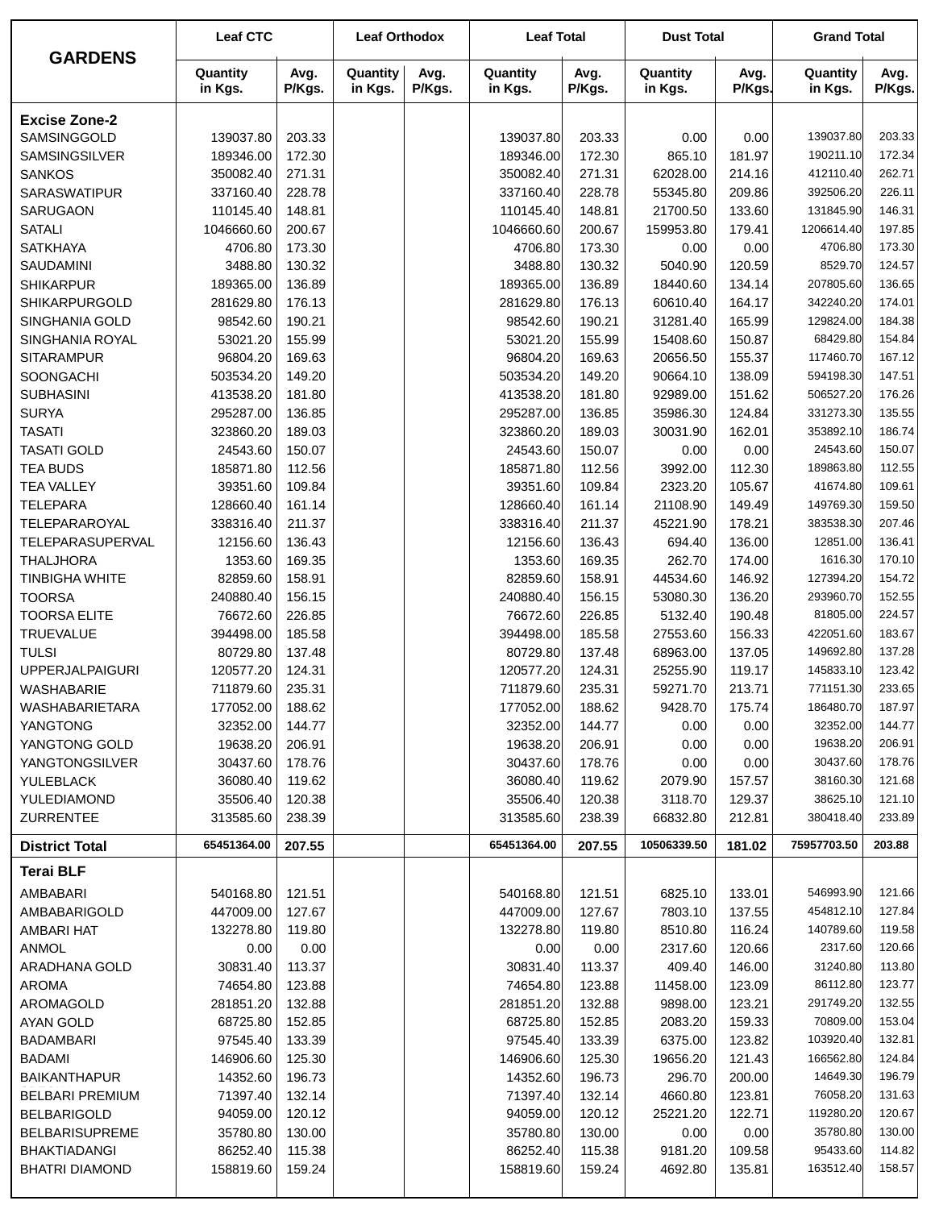| GARDENS | Leaf CTC | | Leaf Orthodox | | Leaf Total | | Dust Total | | Grand Total | |
|---|---|---|---|---|---|---|---|---|---|---|
| | Quantity in Kgs. | Avg. P/Kgs. | Quantity in Kgs. | Avg. P/Kgs. | Quantity in Kgs. | Avg. P/Kgs. | Quantity in Kgs. | Avg. P/Kgs. | Quantity in Kgs. | Avg. P/Kgs. |
| **Excise Zone-2** | | | | | | | | | | |
| SAMSINGGOLD | 139037.80 | 203.33 | | | 139037.80 | 203.33 | 0.00 | 0.00 | 139037.80 | 203.33 |
| SAMSINGSILVER | 189346.00 | 172.30 | | | 189346.00 | 172.30 | 865.10 | 181.97 | 190211.10 | 172.34 |
| SANKOS | 350082.40 | 271.31 | | | 350082.40 | 271.31 | 62028.00 | 214.16 | 412110.40 | 262.71 |
| SARASWATIPUR | 337160.40 | 228.78 | | | 337160.40 | 228.78 | 55345.80 | 209.86 | 392506.20 | 226.11 |
| SARUGAON | 110145.40 | 148.81 | | | 110145.40 | 148.81 | 21700.50 | 133.60 | 131845.90 | 146.31 |
| SATALI | 1046660.60 | 200.67 | | | 1046660.60 | 200.67 | 159953.80 | 179.41 | 1206614.40 | 197.85 |
| SATKHAYA | 4706.80 | 173.30 | | | 4706.80 | 173.30 | 0.00 | 0.00 | 4706.80 | 173.30 |
| SAUDAMINI | 3488.80 | 130.32 | | | 3488.80 | 130.32 | 5040.90 | 120.59 | 8529.70 | 124.57 |
| SHIKARPUR | 189365.00 | 136.89 | | | 189365.00 | 136.89 | 18440.60 | 134.14 | 207805.60 | 136.65 |
| SHIKARPURGOLD | 281629.80 | 176.13 | | | 281629.80 | 176.13 | 60610.40 | 164.17 | 342240.20 | 174.01 |
| SINGHANIA GOLD | 98542.60 | 190.21 | | | 98542.60 | 190.21 | 31281.40 | 165.99 | 129824.00 | 184.38 |
| SINGHANIA ROYAL | 53021.20 | 155.99 | | | 53021.20 | 155.99 | 15408.60 | 150.87 | 68429.80 | 154.84 |
| SITARAMPUR | 96804.20 | 169.63 | | | 96804.20 | 169.63 | 20656.50 | 155.37 | 117460.70 | 167.12 |
| SOONGACHI | 503534.20 | 149.20 | | | 503534.20 | 149.20 | 90664.10 | 138.09 | 594198.30 | 147.51 |
| SUBHASINI | 413538.20 | 181.80 | | | 413538.20 | 181.80 | 92989.00 | 151.62 | 506527.20 | 176.26 |
| SURYA | 295287.00 | 136.85 | | | 295287.00 | 136.85 | 35986.30 | 124.84 | 331273.30 | 135.55 |
| TASATI | 323860.20 | 189.03 | | | 323860.20 | 189.03 | 30031.90 | 162.01 | 353892.10 | 186.74 |
| TASATI GOLD | 24543.60 | 150.07 | | | 24543.60 | 150.07 | 0.00 | 0.00 | 24543.60 | 150.07 |
| TEA BUDS | 185871.80 | 112.56 | | | 185871.80 | 112.56 | 3992.00 | 112.30 | 189863.80 | 112.55 |
| TEA VALLEY | 39351.60 | 109.84 | | | 39351.60 | 109.84 | 2323.20 | 105.67 | 41674.80 | 109.61 |
| TELEPARA | 128660.40 | 161.14 | | | 128660.40 | 161.14 | 21108.90 | 149.49 | 149769.30 | 159.50 |
| TELEPARAROYAL | 338316.40 | 211.37 | | | 338316.40 | 211.37 | 45221.90 | 178.21 | 383538.30 | 207.46 |
| TELEPARASUPERVAL | 12156.60 | 136.43 | | | 12156.60 | 136.43 | 694.40 | 136.00 | 12851.00 | 136.41 |
| THALJHORA | 1353.60 | 169.35 | | | 1353.60 | 169.35 | 262.70 | 174.00 | 1616.30 | 170.10 |
| TINBIGHA WHITE | 82859.60 | 158.91 | | | 82859.60 | 158.91 | 44534.60 | 146.92 | 127394.20 | 154.72 |
| TOORSA | 240880.40 | 156.15 | | | 240880.40 | 156.15 | 53080.30 | 136.20 | 293960.70 | 152.55 |
| TOORSA ELITE | 76672.60 | 226.85 | | | 76672.60 | 226.85 | 5132.40 | 190.48 | 81805.00 | 224.57 |
| TRUEVALUE | 394498.00 | 185.58 | | | 394498.00 | 185.58 | 27553.60 | 156.33 | 422051.60 | 183.67 |
| TULSI | 80729.80 | 137.48 | | | 80729.80 | 137.48 | 68963.00 | 137.05 | 149692.80 | 137.28 |
| UPPERJALPAIGURI | 120577.20 | 124.31 | | | 120577.20 | 124.31 | 25255.90 | 119.17 | 145833.10 | 123.42 |
| WASHABARIE | 711879.60 | 235.31 | | | 711879.60 | 235.31 | 59271.70 | 213.71 | 771151.30 | 233.65 |
| WASHABARIETARA | 177052.00 | 188.62 | | | 177052.00 | 188.62 | 9428.70 | 175.74 | 186480.70 | 187.97 |
| YANGTONG | 32352.00 | 144.77 | | | 32352.00 | 144.77 | 0.00 | 0.00 | 32352.00 | 144.77 |
| YANGTONG GOLD | 19638.20 | 206.91 | | | 19638.20 | 206.91 | 0.00 | 0.00 | 19638.20 | 206.91 |
| YANGTONGSILVER | 30437.60 | 178.76 | | | 30437.60 | 178.76 | 0.00 | 0.00 | 30437.60 | 178.76 |
| YULEBLACK | 36080.40 | 119.62 | | | 36080.40 | 119.62 | 2079.90 | 157.57 | 38160.30 | 121.68 |
| YULEDIAMOND | 35506.40 | 120.38 | | | 35506.40 | 120.38 | 3118.70 | 129.37 | 38625.10 | 121.10 |
| ZURRENTEE | 313585.60 | 238.39 | | | 313585.60 | 238.39 | 66832.80 | 212.81 | 380418.40 | 233.89 |
| **District Total** | **65451364.00** | **207.55** | | | **65451364.00** | **207.55** | **10506339.50** | **181.02** | **75957703.50** | **203.88** |
| **Terai BLF** | | | | | | | | | | |
| AMBABARI | 540168.80 | 121.51 | | | 540168.80 | 121.51 | 6825.10 | 133.01 | 546993.90 | 121.66 |
| AMBABARIGOLD | 447009.00 | 127.67 | | | 447009.00 | 127.67 | 7803.10 | 137.55 | 454812.10 | 127.84 |
| AMBARI HAT | 132278.80 | 119.80 | | | 132278.80 | 119.80 | 8510.80 | 116.24 | 140789.60 | 119.58 |
| ANMOL | 0.00 | 0.00 | | | 0.00 | 0.00 | 2317.60 | 120.66 | 2317.60 | 120.66 |
| ARADHANA GOLD | 30831.40 | 113.37 | | | 30831.40 | 113.37 | 409.40 | 146.00 | 31240.80 | 113.80 |
| AROMA | 74654.80 | 123.88 | | | 74654.80 | 123.88 | 11458.00 | 123.09 | 86112.80 | 123.77 |
| AROMAGOLD | 281851.20 | 132.88 | | | 281851.20 | 132.88 | 9898.00 | 123.21 | 291749.20 | 132.55 |
| AYAN GOLD | 68725.80 | 152.85 | | | 68725.80 | 152.85 | 2083.20 | 159.33 | 70809.00 | 153.04 |
| BADAMBARI | 97545.40 | 133.39 | | | 97545.40 | 133.39 | 6375.00 | 123.82 | 103920.40 | 132.81 |
| BADAMI | 146906.60 | 125.30 | | | 146906.60 | 125.30 | 19656.20 | 121.43 | 166562.80 | 124.84 |
| BAIKANTHAPUR | 14352.60 | 196.73 | | | 14352.60 | 196.73 | 296.70 | 200.00 | 14649.30 | 196.79 |
| BELBARI PREMIUM | 71397.40 | 132.14 | | | 71397.40 | 132.14 | 4660.80 | 123.81 | 76058.20 | 131.63 |
| BELBARIGOLD | 94059.00 | 120.12 | | | 94059.00 | 120.12 | 25221.20 | 122.71 | 119280.20 | 120.67 |
| BELBARISUPREME | 35780.80 | 130.00 | | | 35780.80 | 130.00 | 0.00 | 0.00 | 35780.80 | 130.00 |
| BHAKTIADANGI | 86252.40 | 115.38 | | | 86252.40 | 115.38 | 9181.20 | 109.58 | 95433.60 | 114.82 |
| BHATRI DIAMOND | 158819.60 | 159.24 | | | 158819.60 | 159.24 | 4692.80 | 135.81 | 163512.40 | 158.57 |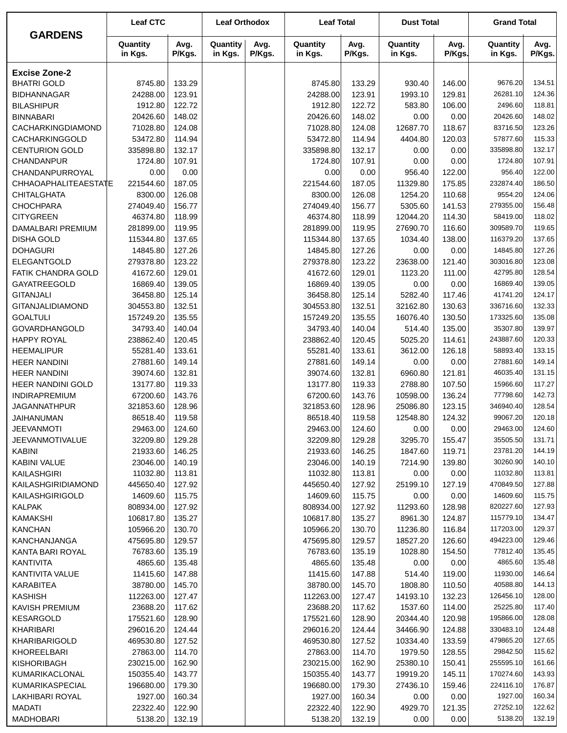| GARDENS | Leaf CTC | | Leaf Orthodox | | Leaf Total | | Dust Total | | Grand Total | |
|---|---|---|---|---|---|---|---|---|---|---|
| | Quantity in Kgs. | Avg. P/Kgs. | Quantity in Kgs. | Avg. P/Kgs. | Quantity in Kgs. | Avg. P/Kgs. | Quantity in Kgs. | Avg. P/Kgs. | Quantity in Kgs. | Avg. P/Kgs. |
| **Excise Zone-2** | | | | | | | | | | |
| BHATRI GOLD | 8745.80 | 133.29 | | | 8745.80 | 133.29 | 930.40 | 146.00 | 9676.20 | 134.51 |
| BIDHANNAGAR | 24288.00 | 123.91 | | | 24288.00 | 123.91 | 1993.10 | 129.81 | 26281.10 | 124.36 |
| BILASHIPUR | 1912.80 | 122.72 | | | 1912.80 | 122.72 | 583.80 | 106.00 | 2496.60 | 118.81 |
| BINNABARI | 20426.60 | 148.02 | | | 20426.60 | 148.02 | 0.00 | 0.00 | 20426.60 | 148.02 |
| CACHARKINGDIAMOND | 71028.80 | 124.08 | | | 71028.80 | 124.08 | 12687.70 | 118.67 | 83716.50 | 123.26 |
| CACHARKINGGOLD | 53472.80 | 114.94 | | | 53472.80 | 114.94 | 4404.80 | 120.03 | 57877.60 | 115.33 |
| CENTURION GOLD | 335898.80 | 132.17 | | | 335898.80 | 132.17 | 0.00 | 0.00 | 335898.80 | 132.17 |
| CHANDANPUR | 1724.80 | 107.91 | | | 1724.80 | 107.91 | 0.00 | 0.00 | 1724.80 | 107.91 |
| CHANDANPURROYAL | 0.00 | 0.00 | | | 0.00 | 0.00 | 956.40 | 122.00 | 956.40 | 122.00 |
| CHHAOAPHALITEAESTATE | 221544.60 | 187.05 | | | 221544.60 | 187.05 | 11329.80 | 175.85 | 232874.40 | 186.50 |
| CHITALGHATA | 8300.00 | 126.08 | | | 8300.00 | 126.08 | 1254.20 | 110.68 | 9554.20 | 124.06 |
| CHOCHPARA | 274049.40 | 156.77 | | | 274049.40 | 156.77 | 5305.60 | 141.53 | 279355.00 | 156.48 |
| CITYGREEN | 46374.80 | 118.99 | | | 46374.80 | 118.99 | 12044.20 | 114.30 | 58419.00 | 118.02 |
| DAMALBARI PREMIUM | 281899.00 | 119.95 | | | 281899.00 | 119.95 | 27690.70 | 116.60 | 309589.70 | 119.65 |
| DISHA GOLD | 115344.80 | 137.65 | | | 115344.80 | 137.65 | 1034.40 | 138.00 | 116379.20 | 137.65 |
| DOHAGURI | 14845.80 | 127.26 | | | 14845.80 | 127.26 | 0.00 | 0.00 | 14845.80 | 127.26 |
| ELEGANTGOLD | 279378.80 | 123.22 | | | 279378.80 | 123.22 | 23638.00 | 121.40 | 303016.80 | 123.08 |
| FATIK CHANDRA GOLD | 41672.60 | 129.01 | | | 41672.60 | 129.01 | 1123.20 | 111.00 | 42795.80 | 128.54 |
| GAYATREEGOLD | 16869.40 | 139.05 | | | 16869.40 | 139.05 | 0.00 | 0.00 | 16869.40 | 139.05 |
| GITANJALI | 36458.80 | 125.14 | | | 36458.80 | 125.14 | 5282.40 | 117.46 | 41741.20 | 124.17 |
| GITANJALIDIAMOND | 304553.80 | 132.51 | | | 304553.80 | 132.51 | 32162.80 | 130.63 | 336716.60 | 132.33 |
| GOALTULI | 157249.20 | 135.55 | | | 157249.20 | 135.55 | 16076.40 | 130.50 | 173325.60 | 135.08 |
| GOVARDHANGOLD | 34793.40 | 140.04 | | | 34793.40 | 140.04 | 514.40 | 135.00 | 35307.80 | 139.97 |
| HAPPY ROYAL | 238862.40 | 120.45 | | | 238862.40 | 120.45 | 5025.20 | 114.61 | 243887.60 | 120.33 |
| HEEMALIPUR | 55281.40 | 133.61 | | | 55281.40 | 133.61 | 3612.00 | 126.18 | 58893.40 | 133.15 |
| HEER NANDINI | 27881.60 | 149.14 | | | 27881.60 | 149.14 | 0.00 | 0.00 | 27881.60 | 149.14 |
| HEER NANDINI | 39074.60 | 132.81 | | | 39074.60 | 132.81 | 6960.80 | 121.81 | 46035.40 | 131.15 |
| HEER NANDINI GOLD | 13177.80 | 119.33 | | | 13177.80 | 119.33 | 2788.80 | 107.50 | 15966.60 | 117.27 |
| INDIRAPREMIUM | 67200.60 | 143.76 | | | 67200.60 | 143.76 | 10598.00 | 136.24 | 77798.60 | 142.73 |
| JAGANNATHPUR | 321853.60 | 128.96 | | | 321853.60 | 128.96 | 25086.80 | 123.15 | 346940.40 | 128.54 |
| JAIHANUMAN | 86518.40 | 119.58 | | | 86518.40 | 119.58 | 12548.80 | 124.32 | 99067.20 | 120.18 |
| JEEVANMOTI | 29463.00 | 124.60 | | | 29463.00 | 124.60 | 0.00 | 0.00 | 29463.00 | 124.60 |
| JEEVANMOTIVALUE | 32209.80 | 129.28 | | | 32209.80 | 129.28 | 3295.70 | 155.47 | 35505.50 | 131.71 |
| KABINI | 21933.60 | 146.25 | | | 21933.60 | 146.25 | 1847.60 | 119.71 | 23781.20 | 144.19 |
| KABINI VALUE | 23046.00 | 140.19 | | | 23046.00 | 140.19 | 7214.90 | 139.80 | 30260.90 | 140.10 |
| KAILASHGIRI | 11032.80 | 113.81 | | | 11032.80 | 113.81 | 0.00 | 0.00 | 11032.80 | 113.81 |
| KAILASHGIRIDIAMOND | 445650.40 | 127.92 | | | 445650.40 | 127.92 | 25199.10 | 127.19 | 470849.50 | 127.88 |
| KAILASHGIRIGOLD | 14609.60 | 115.75 | | | 14609.60 | 115.75 | 0.00 | 0.00 | 14609.60 | 115.75 |
| KALPAK | 808934.00 | 127.92 | | | 808934.00 | 127.92 | 11293.60 | 128.98 | 820227.60 | 127.93 |
| KAMAKSHI | 106817.80 | 135.27 | | | 106817.80 | 135.27 | 8961.30 | 124.87 | 115779.10 | 134.47 |
| KANCHAN | 105966.20 | 130.70 | | | 105966.20 | 130.70 | 11236.80 | 116.84 | 117203.00 | 129.37 |
| KANCHANJANGA | 475695.80 | 129.57 | | | 475695.80 | 129.57 | 18527.20 | 126.60 | 494223.00 | 129.46 |
| KANTA BARI ROYAL | 76783.60 | 135.19 | | | 76783.60 | 135.19 | 1028.80 | 154.50 | 77812.40 | 135.45 |
| KANTIVITA | 4865.60 | 135.48 | | | 4865.60 | 135.48 | 0.00 | 0.00 | 4865.60 | 135.48 |
| KANTIVITA VALUE | 11415.60 | 147.88 | | | 11415.60 | 147.88 | 514.40 | 119.00 | 11930.00 | 146.64 |
| KARABITEA | 38780.00 | 145.70 | | | 38780.00 | 145.70 | 1808.80 | 110.50 | 40588.80 | 144.13 |
| KASHISH | 112263.00 | 127.47 | | | 112263.00 | 127.47 | 14193.10 | 132.23 | 126456.10 | 128.00 |
| KAVISH PREMIUM | 23688.20 | 117.62 | | | 23688.20 | 117.62 | 1537.60 | 114.00 | 25225.80 | 117.40 |
| KESARGOLD | 175521.60 | 128.90 | | | 175521.60 | 128.90 | 20344.40 | 120.98 | 195866.00 | 128.08 |
| KHARIBARI | 296016.20 | 124.44 | | | 296016.20 | 124.44 | 34466.90 | 124.88 | 330483.10 | 124.48 |
| KHARIBARIGOLD | 469530.80 | 127.52 | | | 469530.80 | 127.52 | 10334.40 | 133.59 | 479865.20 | 127.65 |
| KHOREELBARI | 27863.00 | 114.70 | | | 27863.00 | 114.70 | 1979.50 | 128.55 | 29842.50 | 115.62 |
| KISHORIBAGH | 230215.00 | 162.90 | | | 230215.00 | 162.90 | 25380.10 | 150.41 | 255595.10 | 161.66 |
| KUMARIKACLONAL | 150355.40 | 143.77 | | | 150355.40 | 143.77 | 19919.20 | 145.11 | 170274.60 | 143.93 |
| KUMARIKASPECIAL | 196680.00 | 179.30 | | | 196680.00 | 179.30 | 27436.10 | 159.46 | 224116.10 | 176.87 |
| LAKHIBARI ROYAL | 1927.00 | 160.34 | | | 1927.00 | 160.34 | 0.00 | 0.00 | 1927.00 | 160.34 |
| MADATI | 22322.40 | 122.90 | | | 22322.40 | 122.90 | 4929.70 | 121.35 | 27252.10 | 122.62 |
| MADHOBARI | 5138.20 | 132.19 | | | 5138.20 | 132.19 | 0.00 | 0.00 | 5138.20 | 132.19 |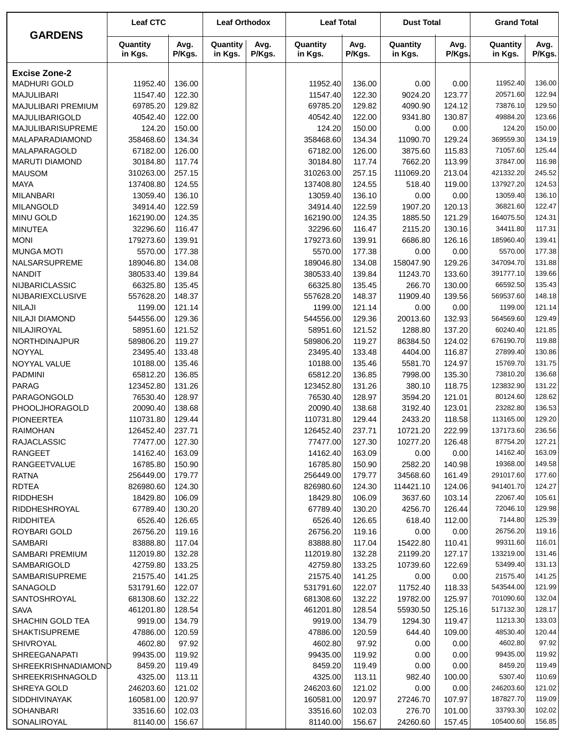| GARDENS | Leaf CTC | | Leaf Orthodox | | Leaf Total | | Dust Total | | Grand Total | |
|---|---|---|---|---|---|---|---|---|---|---|
| | Quantity in Kgs. | Avg. P/Kgs. | Quantity in Kgs. | Avg. P/Kgs. | Quantity in Kgs. | Avg. P/Kgs. | Quantity in Kgs. | Avg. P/Kgs. | Quantity in Kgs. | Avg. P/Kgs. |
| **Excise Zone-2** | | | | | | | | | | |
| MADHURI GOLD | 11952.40 | 136.00 | | | 11952.40 | 136.00 | 0.00 | 0.00 | 11952.40 | 136.00 |
| MAJULIBARI | 11547.40 | 122.30 | | | 11547.40 | 122.30 | 9024.20 | 123.77 | 20571.60 | 122.94 |
| MAJULIBARI PREMIUM | 69785.20 | 129.82 | | | 69785.20 | 129.82 | 4090.90 | 124.12 | 73876.10 | 129.50 |
| MAJULIBARIGOLD | 40542.40 | 122.00 | | | 40542.40 | 122.00 | 9341.80 | 130.87 | 49884.20 | 123.66 |
| MAJULIBARISUPREME | 124.20 | 150.00 | | | 124.20 | 150.00 | 0.00 | 0.00 | 124.20 | 150.00 |
| MALAPARADIAMOND | 358468.60 | 134.34 | | | 358468.60 | 134.34 | 11090.70 | 129.24 | 369559.30 | 134.19 |
| MALAPARAGOLD | 67182.00 | 126.00 | | | 67182.00 | 126.00 | 3875.60 | 115.83 | 71057.60 | 125.44 |
| MARUTI DIAMOND | 30184.80 | 117.74 | | | 30184.80 | 117.74 | 7662.20 | 113.99 | 37847.00 | 116.98 |
| MAUSOM | 310263.00 | 257.15 | | | 310263.00 | 257.15 | 111069.20 | 213.04 | 421332.20 | 245.52 |
| MAYA | 137408.80 | 124.55 | | | 137408.80 | 124.55 | 518.40 | 119.00 | 137927.20 | 124.53 |
| MILANBARI | 13059.40 | 136.10 | | | 13059.40 | 136.10 | 0.00 | 0.00 | 13059.40 | 136.10 |
| MILANGOLD | 34914.40 | 122.59 | | | 34914.40 | 122.59 | 1907.20 | 120.13 | 36821.60 | 122.47 |
| MINU GOLD | 162190.00 | 124.35 | | | 162190.00 | 124.35 | 1885.50 | 121.29 | 164075.50 | 124.31 |
| MINUTEA | 32296.60 | 116.47 | | | 32296.60 | 116.47 | 2115.20 | 130.16 | 34411.80 | 117.31 |
| MONI | 179273.60 | 139.91 | | | 179273.60 | 139.91 | 6686.80 | 126.16 | 185960.40 | 139.41 |
| MUNGA MOTI | 5570.00 | 177.38 | | | 5570.00 | 177.38 | 0.00 | 0.00 | 5570.00 | 177.38 |
| NALSARSUPREME | 189046.80 | 134.08 | | | 189046.80 | 134.08 | 158047.90 | 129.26 | 347094.70 | 131.88 |
| NANDIT | 380533.40 | 139.84 | | | 380533.40 | 139.84 | 11243.70 | 133.60 | 391777.10 | 139.66 |
| NIJBARICLASSIC | 66325.80 | 135.45 | | | 66325.80 | 135.45 | 266.70 | 130.00 | 66592.50 | 135.43 |
| NIJBARIEXCLUSIVE | 557628.20 | 148.37 | | | 557628.20 | 148.37 | 11909.40 | 139.56 | 569537.60 | 148.18 |
| NILAJI | 1199.00 | 121.14 | | | 1199.00 | 121.14 | 0.00 | 0.00 | 1199.00 | 121.14 |
| NILAJI DIAMOND | 544556.00 | 129.36 | | | 544556.00 | 129.36 | 20013.60 | 132.93 | 564569.60 | 129.49 |
| NILAJIROYAL | 58951.60 | 121.52 | | | 58951.60 | 121.52 | 1288.80 | 137.20 | 60240.40 | 121.85 |
| NORTHDINAJPUR | 589806.20 | 119.27 | | | 589806.20 | 119.27 | 86384.50 | 124.02 | 676190.70 | 119.88 |
| NOYYAL | 23495.40 | 133.48 | | | 23495.40 | 133.48 | 4404.00 | 116.87 | 27899.40 | 130.86 |
| NOYYAL VALUE | 10188.00 | 135.46 | | | 10188.00 | 135.46 | 5581.70 | 124.97 | 15769.70 | 131.75 |
| PADMINI | 65812.20 | 136.85 | | | 65812.20 | 136.85 | 7998.00 | 135.30 | 73810.20 | 136.68 |
| PARAG | 123452.80 | 131.26 | | | 123452.80 | 131.26 | 380.10 | 118.75 | 123832.90 | 131.22 |
| PARAGONGOLD | 76530.40 | 128.97 | | | 76530.40 | 128.97 | 3594.20 | 121.01 | 80124.60 | 128.62 |
| PHOOLJHORAGOLD | 20090.40 | 138.68 | | | 20090.40 | 138.68 | 3192.40 | 123.01 | 23282.80 | 136.53 |
| PIONEERTEA | 110731.80 | 129.44 | | | 110731.80 | 129.44 | 2433.20 | 118.58 | 113165.00 | 129.20 |
| RAIMOHAN | 126452.40 | 237.71 | | | 126452.40 | 237.71 | 10721.20 | 222.99 | 137173.60 | 236.56 |
| RAJACLASSIC | 77477.00 | 127.30 | | | 77477.00 | 127.30 | 10277.20 | 126.48 | 87754.20 | 127.21 |
| RANGEET | 14162.40 | 163.09 | | | 14162.40 | 163.09 | 0.00 | 0.00 | 14162.40 | 163.09 |
| RANGEETVALUE | 16785.80 | 150.90 | | | 16785.80 | 150.90 | 2582.20 | 140.98 | 19368.00 | 149.58 |
| RATNA | 256449.00 | 179.77 | | | 256449.00 | 179.77 | 34568.60 | 161.49 | 291017.60 | 177.60 |
| RDTEA | 826980.60 | 124.30 | | | 826980.60 | 124.30 | 114421.10 | 124.06 | 941401.70 | 124.27 |
| RIDDHESH | 18429.80 | 106.09 | | | 18429.80 | 106.09 | 3637.60 | 103.14 | 22067.40 | 105.61 |
| RIDDHESHROYAL | 67789.40 | 130.20 | | | 67789.40 | 130.20 | 4256.70 | 126.44 | 72046.10 | 129.98 |
| RIDDHITEA | 6526.40 | 126.65 | | | 6526.40 | 126.65 | 618.40 | 112.00 | 7144.80 | 125.39 |
| ROYBARI GOLD | 26756.20 | 119.16 | | | 26756.20 | 119.16 | 0.00 | 0.00 | 26756.20 | 119.16 |
| SAMBARI | 83888.80 | 117.04 | | | 83888.80 | 117.04 | 15422.80 | 110.41 | 99311.60 | 116.01 |
| SAMBARI PREMIUM | 112019.80 | 132.28 | | | 112019.80 | 132.28 | 21199.20 | 127.17 | 133219.00 | 131.46 |
| SAMBARIGOLD | 42759.80 | 133.25 | | | 42759.80 | 133.25 | 10739.60 | 122.69 | 53499.40 | 131.13 |
| SAMBARISUPREME | 21575.40 | 141.25 | | | 21575.40 | 141.25 | 0.00 | 0.00 | 21575.40 | 141.25 |
| SANAGOLD | 531791.60 | 122.07 | | | 531791.60 | 122.07 | 11752.40 | 118.33 | 543544.00 | 121.99 |
| SANTOSHROYAL | 681308.60 | 132.22 | | | 681308.60 | 132.22 | 19782.00 | 125.97 | 701090.60 | 132.04 |
| SAVA | 461201.80 | 128.54 | | | 461201.80 | 128.54 | 55930.50 | 125.16 | 517132.30 | 128.17 |
| SHACHIN GOLD TEA | 9919.00 | 134.79 | | | 9919.00 | 134.79 | 1294.30 | 119.47 | 11213.30 | 133.03 |
| SHAKTISUPREME | 47886.00 | 120.59 | | | 47886.00 | 120.59 | 644.40 | 109.00 | 48530.40 | 120.44 |
| SHIVROYAL | 4602.80 | 97.92 | | | 4602.80 | 97.92 | 0.00 | 0.00 | 4602.80 | 97.92 |
| SHREEGANAPATI | 99435.00 | 119.92 | | | 99435.00 | 119.92 | 0.00 | 0.00 | 99435.00 | 119.92 |
| SHREEKRISHNADIAMOND | 8459.20 | 119.49 | | | 8459.20 | 119.49 | 0.00 | 0.00 | 8459.20 | 119.49 |
| SHREEKRISHNAGOLD | 4325.00 | 113.11 | | | 4325.00 | 113.11 | 982.40 | 100.00 | 5307.40 | 110.69 |
| SHREYA GOLD | 246203.60 | 121.02 | | | 246203.60 | 121.02 | 0.00 | 0.00 | 246203.60 | 121.02 |
| SIDDHIVINAYAK | 160581.00 | 120.97 | | | 160581.00 | 120.97 | 27246.70 | 107.97 | 187827.70 | 119.09 |
| SOHANBARI | 33516.60 | 102.03 | | | 33516.60 | 102.03 | 276.70 | 101.00 | 33793.30 | 102.02 |
| SONALIROYAL | 81140.00 | 156.67 | | | 81140.00 | 156.67 | 24260.60 | 157.45 | 105400.60 | 156.85 |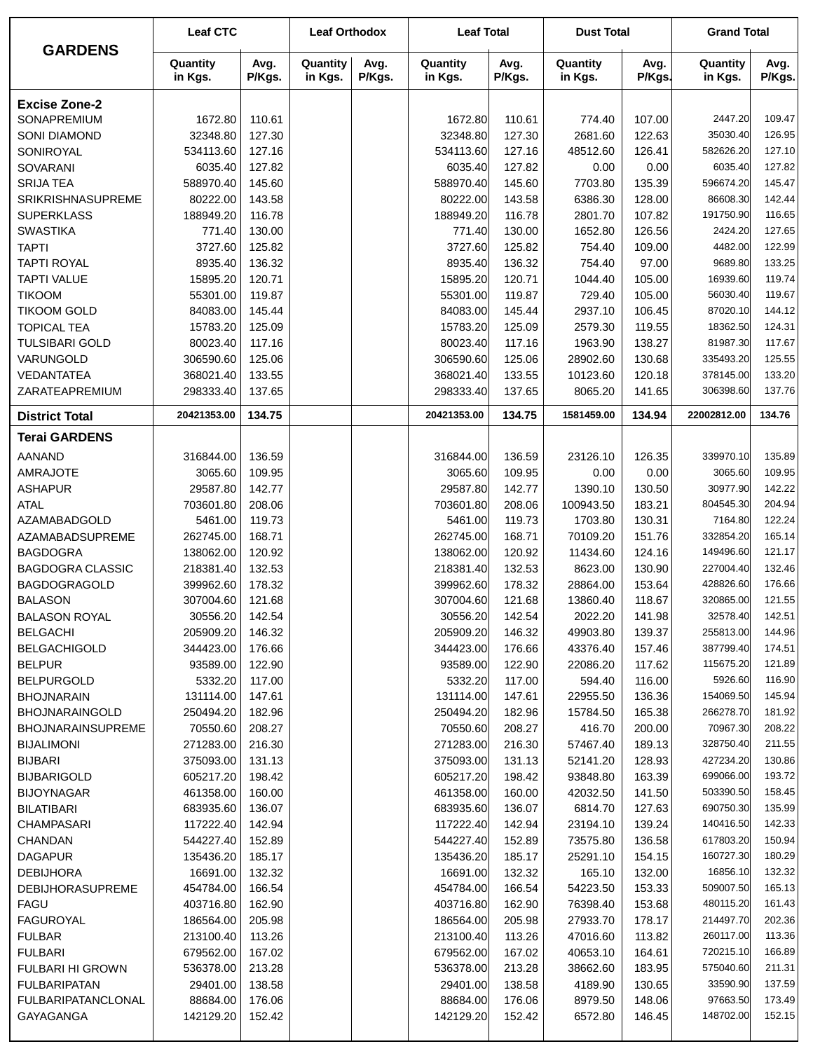| GARDENS | Leaf CTC | | Leaf Orthodox | | Leaf Total | | Dust Total | | Grand Total | |
|---|---|---|---|---|---|---|---|---|---|---|
| | Quantity in Kgs. | Avg. P/Kgs. | Quantity in Kgs. | Avg. P/Kgs. | Quantity in Kgs. | Avg. P/Kgs. | Quantity in Kgs. | Avg. P/Kgs. | Quantity in Kgs. | Avg. P/Kgs. |
| **Excise Zone-2** | | | | | | | | | | |
| SONAPREMIUM | 1672.80 | 110.61 | | | 1672.80 | 110.61 | 774.40 | 107.00 | 2447.20 | 109.47 |
| SONI DIAMOND | 32348.80 | 127.30 | | | 32348.80 | 127.30 | 2681.60 | 122.63 | 35030.40 | 126.95 |
| SONIROYAL | 534113.60 | 127.16 | | | 534113.60 | 127.16 | 48512.60 | 126.41 | 582626.20 | 127.10 |
| SOVARANI | 6035.40 | 127.82 | | | 6035.40 | 127.82 | 0.00 | 0.00 | 6035.40 | 127.82 |
| SRIJA TEA | 588970.40 | 145.60 | | | 588970.40 | 145.60 | 7703.80 | 135.39 | 596674.20 | 145.47 |
| SRIKRISHNASUPREME | 80222.00 | 143.58 | | | 80222.00 | 143.58 | 6386.30 | 128.00 | 86608.30 | 142.44 |
| SUPERKLASS | 188949.20 | 116.78 | | | 188949.20 | 116.78 | 2801.70 | 107.82 | 191750.90 | 116.65 |
| SWASTIKA | 771.40 | 130.00 | | | 771.40 | 130.00 | 1652.80 | 126.56 | 2424.20 | 127.65 |
| TAPTI | 3727.60 | 125.82 | | | 3727.60 | 125.82 | 754.40 | 109.00 | 4482.00 | 122.99 |
| TAPTI ROYAL | 8935.40 | 136.32 | | | 8935.40 | 136.32 | 754.40 | 97.00 | 9689.80 | 133.25 |
| TAPTI VALUE | 15895.20 | 120.71 | | | 15895.20 | 120.71 | 1044.40 | 105.00 | 16939.60 | 119.74 |
| TIKOOM | 55301.00 | 119.87 | | | 55301.00 | 119.87 | 729.40 | 105.00 | 56030.40 | 119.67 |
| TIKOOM GOLD | 84083.00 | 145.44 | | | 84083.00 | 145.44 | 2937.10 | 106.45 | 87020.10 | 144.12 |
| TOPICAL TEA | 15783.20 | 125.09 | | | 15783.20 | 125.09 | 2579.30 | 119.55 | 18362.50 | 124.31 |
| TULSIBARI GOLD | 80023.40 | 117.16 | | | 80023.40 | 117.16 | 1963.90 | 138.27 | 81987.30 | 117.67 |
| VARUNGOLD | 306590.60 | 125.06 | | | 306590.60 | 125.06 | 28902.60 | 130.68 | 335493.20 | 125.55 |
| VEDANTATEA | 368021.40 | 133.55 | | | 368021.40 | 133.55 | 10123.60 | 120.18 | 378145.00 | 133.20 |
| ZARATEAPREMIUM | 298333.40 | 137.65 | | | 298333.40 | 137.65 | 8065.20 | 141.65 | 306398.60 | 137.76 |
| **District Total** | **20421353.00** | **134.75** | | | **20421353.00** | **134.75** | **1581459.00** | **134.94** | **22002812.00** | **134.76** |
| **Terai GARDENS** | | | | | | | | | | |
| AANAND | 316844.00 | 136.59 | | | 316844.00 | 136.59 | 23126.10 | 126.35 | 339970.10 | 135.89 |
| AMRAJOTE | 3065.60 | 109.95 | | | 3065.60 | 109.95 | 0.00 | 0.00 | 3065.60 | 109.95 |
| ASHAPUR | 29587.80 | 142.77 | | | 29587.80 | 142.77 | 1390.10 | 130.50 | 30977.90 | 142.22 |
| ATAL | 703601.80 | 208.06 | | | 703601.80 | 208.06 | 100943.50 | 183.21 | 804545.30 | 204.94 |
| AZAMABADGOLD | 5461.00 | 119.73 | | | 5461.00 | 119.73 | 1703.80 | 130.31 | 7164.80 | 122.24 |
| AZAMABADSUPREME | 262745.00 | 168.71 | | | 262745.00 | 168.71 | 70109.20 | 151.76 | 332854.20 | 165.14 |
| BAGDOGRA | 138062.00 | 120.92 | | | 138062.00 | 120.92 | 11434.60 | 124.16 | 149496.60 | 121.17 |
| BAGDOGRA CLASSIC | 218381.40 | 132.53 | | | 218381.40 | 132.53 | 8623.00 | 130.90 | 227004.40 | 132.46 |
| BAGDOGRAGOLD | 399962.60 | 178.32 | | | 399962.60 | 178.32 | 28864.00 | 153.64 | 428826.60 | 176.66 |
| BALASON | 307004.60 | 121.68 | | | 307004.60 | 121.68 | 13860.40 | 118.67 | 320865.00 | 121.55 |
| BALASON ROYAL | 30556.20 | 142.54 | | | 30556.20 | 142.54 | 2022.20 | 141.98 | 32578.40 | 142.51 |
| BELGACHI | 205909.20 | 146.32 | | | 205909.20 | 146.32 | 49903.80 | 139.37 | 255813.00 | 144.96 |
| BELGACHIGOLD | 344423.00 | 176.66 | | | 344423.00 | 176.66 | 43376.40 | 157.46 | 387799.40 | 174.51 |
| BELPUR | 93589.00 | 122.90 | | | 93589.00 | 122.90 | 22086.20 | 117.62 | 115675.20 | 121.89 |
| BELPURGOLD | 5332.20 | 117.00 | | | 5332.20 | 117.00 | 594.40 | 116.00 | 5926.60 | 116.90 |
| BHOJNARAIN | 131114.00 | 147.61 | | | 131114.00 | 147.61 | 22955.50 | 136.36 | 154069.50 | 145.94 |
| BHOJNARAINGOLD | 250494.20 | 182.96 | | | 250494.20 | 182.96 | 15784.50 | 165.38 | 266278.70 | 181.92 |
| BHOJNARAINSUPREME | 70550.60 | 208.27 | | | 70550.60 | 208.27 | 416.70 | 200.00 | 70967.30 | 208.22 |
| BIJALIMONI | 271283.00 | 216.30 | | | 271283.00 | 216.30 | 57467.40 | 189.13 | 328750.40 | 211.55 |
| BIJBARI | 375093.00 | 131.13 | | | 375093.00 | 131.13 | 52141.20 | 128.93 | 427234.20 | 130.86 |
| BIJBARIGOLD | 605217.20 | 198.42 | | | 605217.20 | 198.42 | 93848.80 | 163.39 | 699066.00 | 193.72 |
| BIJOYNAGAR | 461358.00 | 160.00 | | | 461358.00 | 160.00 | 42032.50 | 141.50 | 503390.50 | 158.45 |
| BILATIBARI | 683935.60 | 136.07 | | | 683935.60 | 136.07 | 6814.70 | 127.63 | 690750.30 | 135.99 |
| CHAMPASARI | 117222.40 | 142.94 | | | 117222.40 | 142.94 | 23194.10 | 139.24 | 140416.50 | 142.33 |
| CHANDAN | 544227.40 | 152.89 | | | 544227.40 | 152.89 | 73575.80 | 136.58 | 617803.20 | 150.94 |
| DAGAPUR | 135436.20 | 185.17 | | | 135436.20 | 185.17 | 25291.10 | 154.15 | 160727.30 | 180.29 |
| DEBIJHORA | 16691.00 | 132.32 | | | 16691.00 | 132.32 | 165.10 | 132.00 | 16856.10 | 132.32 |
| DEBIJHORASUPREME | 454784.00 | 166.54 | | | 454784.00 | 166.54 | 54223.50 | 153.33 | 509007.50 | 165.13 |
| FAGU | 403716.80 | 162.90 | | | 403716.80 | 162.90 | 76398.40 | 153.68 | 480115.20 | 161.43 |
| FAGUROYAL | 186564.00 | 205.98 | | | 186564.00 | 205.98 | 27933.70 | 178.17 | 214497.70 | 202.36 |
| FULBAR | 213100.40 | 113.26 | | | 213100.40 | 113.26 | 47016.60 | 113.82 | 260117.00 | 113.36 |
| FULBARI | 679562.00 | 167.02 | | | 679562.00 | 167.02 | 40653.10 | 164.61 | 720215.10 | 166.89 |
| FULBARI HI GROWN | 536378.00 | 213.28 | | | 536378.00 | 213.28 | 38662.60 | 183.95 | 575040.60 | 211.31 |
| FULBARIPATAN | 29401.00 | 138.58 | | | 29401.00 | 138.58 | 4189.90 | 130.65 | 33590.90 | 137.59 |
| FULBARIPATANCLONAL | 88684.00 | 176.06 | | | 88684.00 | 176.06 | 8979.50 | 148.06 | 97663.50 | 173.49 |
| GAYAGANGA | 142129.20 | 152.42 | | | 142129.20 | 152.42 | 6572.80 | 146.45 | 148702.00 | 152.15 |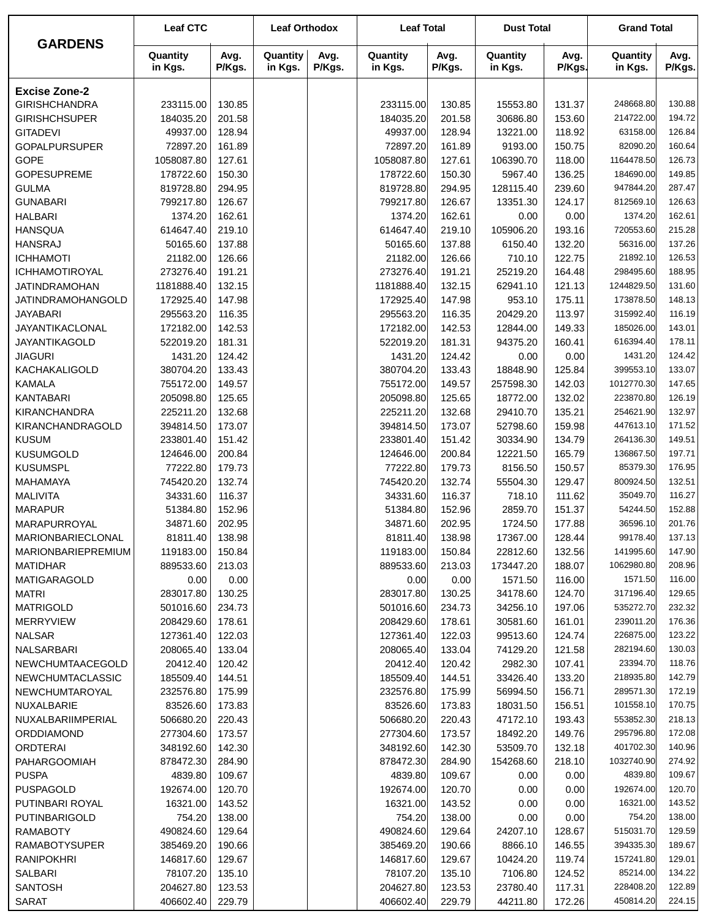| GARDENS | Leaf CTC | | Leaf Orthodox | | Leaf Total | | Dust Total | | Grand Total | |
|---|---|---|---|---|---|---|---|---|---|---|
| | Quantity in Kgs. | Avg. P/Kgs. | Quantity in Kgs. | Avg. P/Kgs. | Quantity in Kgs. | Avg. P/Kgs. | Quantity in Kgs. | Avg. P/Kgs. | Quantity in Kgs. | Avg. P/Kgs. |
| **Excise Zone-2** | | | | | | | | | | |
| GIRISHCHANDRA | 233115.00 | 130.85 | | | 233115.00 | 130.85 | 15553.80 | 131.37 | 248668.80 | 130.88 |
| GIRISHCHSUPER | 184035.20 | 201.58 | | | 184035.20 | 201.58 | 30686.80 | 153.60 | 214722.00 | 194.72 |
| GITADEVI | 49937.00 | 128.94 | | | 49937.00 | 128.94 | 13221.00 | 118.92 | 63158.00 | 126.84 |
| GOPALPURSUPER | 72897.20 | 161.89 | | | 72897.20 | 161.89 | 9193.00 | 150.75 | 82090.20 | 160.64 |
| GOPE | 1058087.80 | 127.61 | | | 1058087.80 | 127.61 | 106390.70 | 118.00 | 1164478.50 | 126.73 |
| GOPESUPREME | 178722.60 | 150.30 | | | 178722.60 | 150.30 | 5967.40 | 136.25 | 184690.00 | 149.85 |
| GULMA | 819728.80 | 294.95 | | | 819728.80 | 294.95 | 128115.40 | 239.60 | 947844.20 | 287.47 |
| GUNABARI | 799217.80 | 126.67 | | | 799217.80 | 126.67 | 13351.30 | 124.17 | 812569.10 | 126.63 |
| HALBARI | 1374.20 | 162.61 | | | 1374.20 | 162.61 | 0.00 | 0.00 | 1374.20 | 162.61 |
| HANSQUA | 614647.40 | 219.10 | | | 614647.40 | 219.10 | 105906.20 | 193.16 | 720553.60 | 215.28 |
| HANSRAJ | 50165.60 | 137.88 | | | 50165.60 | 137.88 | 6150.40 | 132.20 | 56316.00 | 137.26 |
| ICHHAMOTI | 21182.00 | 126.66 | | | 21182.00 | 126.66 | 710.10 | 122.75 | 21892.10 | 126.53 |
| ICHHAMOTIROYAL | 273276.40 | 191.21 | | | 273276.40 | 191.21 | 25219.20 | 164.48 | 298495.60 | 188.95 |
| JATINDRAMOHAN | 1181888.40 | 132.15 | | | 1181888.40 | 132.15 | 62941.10 | 121.13 | 1244829.50 | 131.60 |
| JATINDRAMOHANGOLD | 172925.40 | 147.98 | | | 172925.40 | 147.98 | 953.10 | 175.11 | 173878.50 | 148.13 |
| JAYABARI | 295563.20 | 116.35 | | | 295563.20 | 116.35 | 20429.20 | 113.97 | 315992.40 | 116.19 |
| JAYANTIKACLONAL | 172182.00 | 142.53 | | | 172182.00 | 142.53 | 12844.00 | 149.33 | 185026.00 | 143.01 |
| JAYANTIKAGOLD | 522019.20 | 181.31 | | | 522019.20 | 181.31 | 94375.20 | 160.41 | 616394.40 | 178.11 |
| JIAGURI | 1431.20 | 124.42 | | | 1431.20 | 124.42 | 0.00 | 0.00 | 1431.20 | 124.42 |
| KACHAKALIGOLD | 380704.20 | 133.43 | | | 380704.20 | 133.43 | 18848.90 | 125.84 | 399553.10 | 133.07 |
| KAMALA | 755172.00 | 149.57 | | | 755172.00 | 149.57 | 257598.30 | 142.03 | 1012770.30 | 147.65 |
| KANTABARI | 205098.80 | 125.65 | | | 205098.80 | 125.65 | 18772.00 | 132.02 | 223870.80 | 126.19 |
| KIRANCHANDRA | 225211.20 | 132.68 | | | 225211.20 | 132.68 | 29410.70 | 135.21 | 254621.90 | 132.97 |
| KIRANCHANDRAGOLD | 394814.50 | 173.07 | | | 394814.50 | 173.07 | 52798.60 | 159.98 | 447613.10 | 171.52 |
| KUSUM | 233801.40 | 151.42 | | | 233801.40 | 151.42 | 30334.90 | 134.79 | 264136.30 | 149.51 |
| KUSUMGOLD | 124646.00 | 200.84 | | | 124646.00 | 200.84 | 12221.50 | 165.79 | 136867.50 | 197.71 |
| KUSUMSPL | 77222.80 | 179.73 | | | 77222.80 | 179.73 | 8156.50 | 150.57 | 85379.30 | 176.95 |
| MAHAMAYA | 745420.20 | 132.74 | | | 745420.20 | 132.74 | 55504.30 | 129.47 | 800924.50 | 132.51 |
| MALIVITA | 34331.60 | 116.37 | | | 34331.60 | 116.37 | 718.10 | 111.62 | 35049.70 | 116.27 |
| MARAPUR | 51384.80 | 152.96 | | | 51384.80 | 152.96 | 2859.70 | 151.37 | 54244.50 | 152.88 |
| MARAPURROYAL | 34871.60 | 202.95 | | | 34871.60 | 202.95 | 1724.50 | 177.88 | 36596.10 | 201.76 |
| MARIONBARIECLONAL | 81811.40 | 138.98 | | | 81811.40 | 138.98 | 17367.00 | 128.44 | 99178.40 | 137.13 |
| MARIONBARIEPREMIUM | 119183.00 | 150.84 | | | 119183.00 | 150.84 | 22812.60 | 132.56 | 141995.60 | 147.90 |
| MATIDHAR | 889533.60 | 213.03 | | | 889533.60 | 213.03 | 173447.20 | 188.07 | 1062980.80 | 208.96 |
| MATIGARAGOLD | 0.00 | 0.00 | | | 0.00 | 0.00 | 1571.50 | 116.00 | 1571.50 | 116.00 |
| MATRI | 283017.80 | 130.25 | | | 283017.80 | 130.25 | 34178.60 | 124.70 | 317196.40 | 129.65 |
| MATRIGOLD | 501016.60 | 234.73 | | | 501016.60 | 234.73 | 34256.10 | 197.06 | 535272.70 | 232.32 |
| MERRYVIEW | 208429.60 | 178.61 | | | 208429.60 | 178.61 | 30581.60 | 161.01 | 239011.20 | 176.36 |
| NALSAR | 127361.40 | 122.03 | | | 127361.40 | 122.03 | 99513.60 | 124.74 | 226875.00 | 123.22 |
| NALSARBARI | 208065.40 | 133.04 | | | 208065.40 | 133.04 | 74129.20 | 121.58 | 282194.60 | 130.03 |
| NEWCHUMTAACEGOLD | 20412.40 | 120.42 | | | 20412.40 | 120.42 | 2982.30 | 107.41 | 23394.70 | 118.76 |
| NEWCHUMTACLASSIC | 185509.40 | 144.51 | | | 185509.40 | 144.51 | 33426.40 | 133.20 | 218935.80 | 142.79 |
| NEWCHUMTAROYAL | 232576.80 | 175.99 | | | 232576.80 | 175.99 | 56994.50 | 156.71 | 289571.30 | 172.19 |
| NUXALBARIE | 83526.60 | 173.83 | | | 83526.60 | 173.83 | 18031.50 | 156.51 | 101558.10 | 170.75 |
| NUXALBARIIMPERIAL | 506680.20 | 220.43 | | | 506680.20 | 220.43 | 47172.10 | 193.43 | 553852.30 | 218.13 |
| ORDDIAMOND | 277304.60 | 173.57 | | | 277304.60 | 173.57 | 18492.20 | 149.76 | 295796.80 | 172.08 |
| ORDTERAI | 348192.60 | 142.30 | | | 348192.60 | 142.30 | 53509.70 | 132.18 | 401702.30 | 140.96 |
| PAHARGOOMIAH | 878472.30 | 284.90 | | | 878472.30 | 284.90 | 154268.60 | 218.10 | 1032740.90 | 274.92 |
| PUSPA | 4839.80 | 109.67 | | | 4839.80 | 109.67 | 0.00 | 0.00 | 4839.80 | 109.67 |
| PUSPAGOLD | 192674.00 | 120.70 | | | 192674.00 | 120.70 | 0.00 | 0.00 | 192674.00 | 120.70 |
| PUTINBARI ROYAL | 16321.00 | 143.52 | | | 16321.00 | 143.52 | 0.00 | 0.00 | 16321.00 | 143.52 |
| PUTINBARIGOLD | 754.20 | 138.00 | | | 754.20 | 138.00 | 0.00 | 0.00 | 754.20 | 138.00 |
| RAMABOTY | 490824.60 | 129.64 | | | 490824.60 | 129.64 | 24207.10 | 128.67 | 515031.70 | 129.59 |
| RAMABOTYSUPER | 385469.20 | 190.66 | | | 385469.20 | 190.66 | 8866.10 | 146.55 | 394335.30 | 189.67 |
| RANIPOKHRI | 146817.60 | 129.67 | | | 146817.60 | 129.67 | 10424.20 | 119.74 | 157241.80 | 129.01 |
| SALBARI | 78107.20 | 135.10 | | | 78107.20 | 135.10 | 7106.80 | 124.52 | 85214.00 | 134.22 |
| SANTOSH | 204627.80 | 123.53 | | | 204627.80 | 123.53 | 23780.40 | 117.31 | 228408.20 | 122.89 |
| SARAT | 406602.40 | 229.79 | | | 406602.40 | 229.79 | 44211.80 | 172.26 | 450814.20 | 224.15 |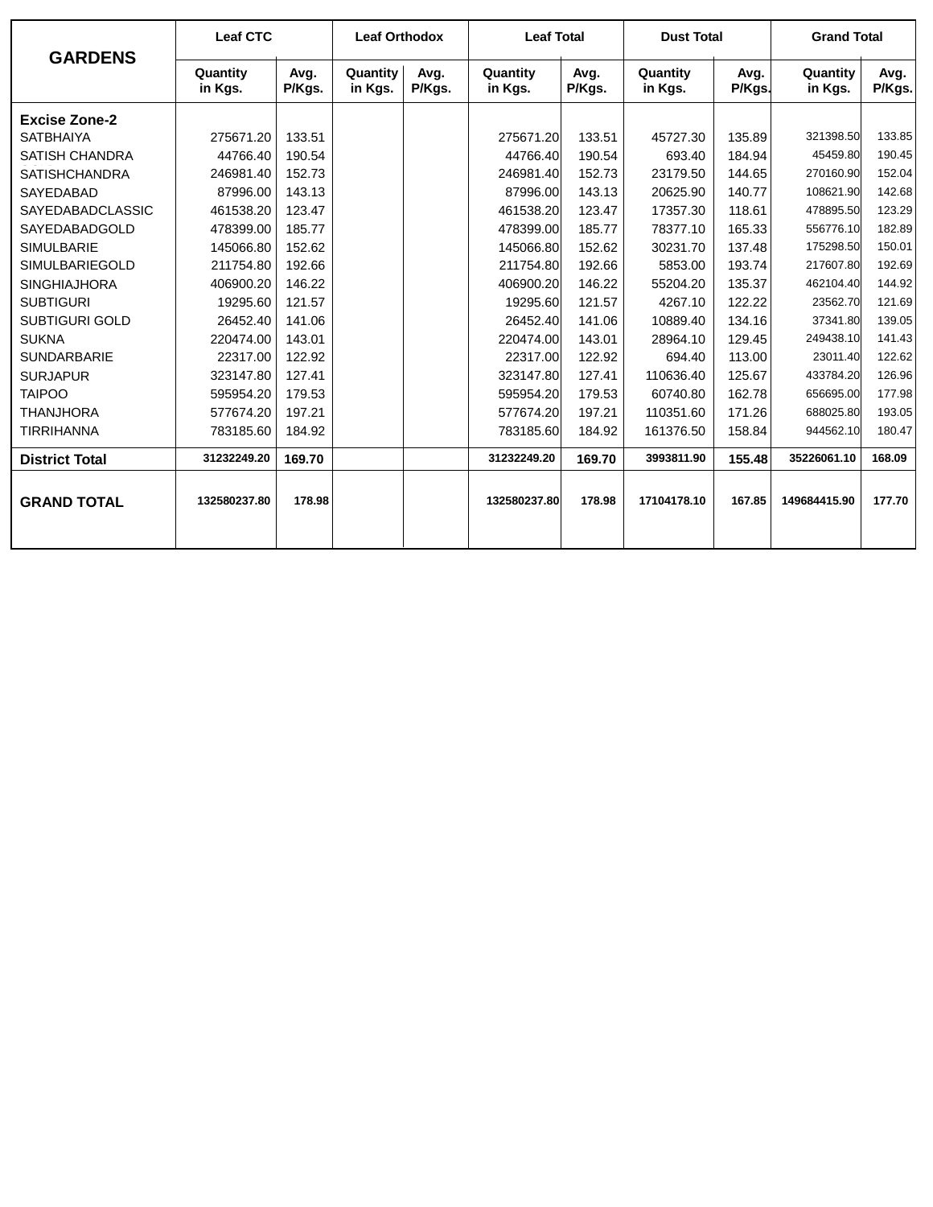| GARDENS | Leaf CTC | | Leaf Orthodox | | Leaf Total | | Dust Total | | Grand Total | |
|---|---|---|---|---|---|---|---|---|---|---|
| | Quantity in Kgs. | Avg. P/Kgs. | Quantity in Kgs. | Avg. P/Kgs. | Quantity in Kgs. | Avg. P/Kgs. | Quantity in Kgs. | Avg. P/Kgs. | Quantity in Kgs. | Avg. P/Kgs. |
| **Excise Zone-2** | | | | | | | | | | |
| SATBHAIYA | 275671.20 | 133.51 | | | 275671.20 | 133.51 | 45727.30 | 135.89 | 321398.50 | 133.85 |
| SATISH CHANDRA | 44766.40 | 190.54 | | | 44766.40 | 190.54 | 693.40 | 184.94 | 45459.80 | 190.45 |
| SATISHCHANDRA | 246981.40 | 152.73 | | | 246981.40 | 152.73 | 23179.50 | 144.65 | 270160.90 | 152.04 |
| SAYEDABAD | 87996.00 | 143.13 | | | 87996.00 | 143.13 | 20625.90 | 140.77 | 108621.90 | 142.68 |
| SAYEDABADCLASSIC | 461538.20 | 123.47 | | | 461538.20 | 123.47 | 17357.30 | 118.61 | 478895.50 | 123.29 |
| SAYEDABADGOLD | 478399.00 | 185.77 | | | 478399.00 | 185.77 | 78377.10 | 165.33 | 556776.10 | 182.89 |
| SIMULBARIE | 145066.80 | 152.62 | | | 145066.80 | 152.62 | 30231.70 | 137.48 | 175298.50 | 150.01 |
| SIMULBARIEGOLD | 211754.80 | 192.66 | | | 211754.80 | 192.66 | 5853.00 | 193.74 | 217607.80 | 192.69 |
| SINGHIAJHORA | 406900.20 | 146.22 | | | 406900.20 | 146.22 | 55204.20 | 135.37 | 462104.40 | 144.92 |
| SUBTIGURI | 19295.60 | 121.57 | | | 19295.60 | 121.57 | 4267.10 | 122.22 | 23562.70 | 121.69 |
| SUBTIGURI GOLD | 26452.40 | 141.06 | | | 26452.40 | 141.06 | 10889.40 | 134.16 | 37341.80 | 139.05 |
| SUKNA | 220474.00 | 143.01 | | | 220474.00 | 143.01 | 28964.10 | 129.45 | 249438.10 | 141.43 |
| SUNDARBARIE | 22317.00 | 122.92 | | | 22317.00 | 122.92 | 694.40 | 113.00 | 23011.40 | 122.62 |
| SURJAPUR | 323147.80 | 127.41 | | | 323147.80 | 127.41 | 110636.40 | 125.67 | 433784.20 | 126.96 |
| TAIPOO | 595954.20 | 179.53 | | | 595954.20 | 179.53 | 60740.80 | 162.78 | 656695.00 | 177.98 |
| THANJHORA | 577674.20 | 197.21 | | | 577674.20 | 197.21 | 110351.60 | 171.26 | 688025.80 | 193.05 |
| TIRRIHANNA | 783185.60 | 184.92 | | | 783185.60 | 184.92 | 161376.50 | 158.84 | 944562.10 | 180.47 |
| **District Total** | **31232249.20** | **169.70** | | | **31232249.20** | **169.70** | **3993811.90** | **155.48** | **35226061.10** | **168.09** |
| **GRAND TOTAL** | **132580237.80** | **178.98** | | | **132580237.80** | **178.98** | **17104178.10** | **167.85** | **149684415.90** | **177.70** |